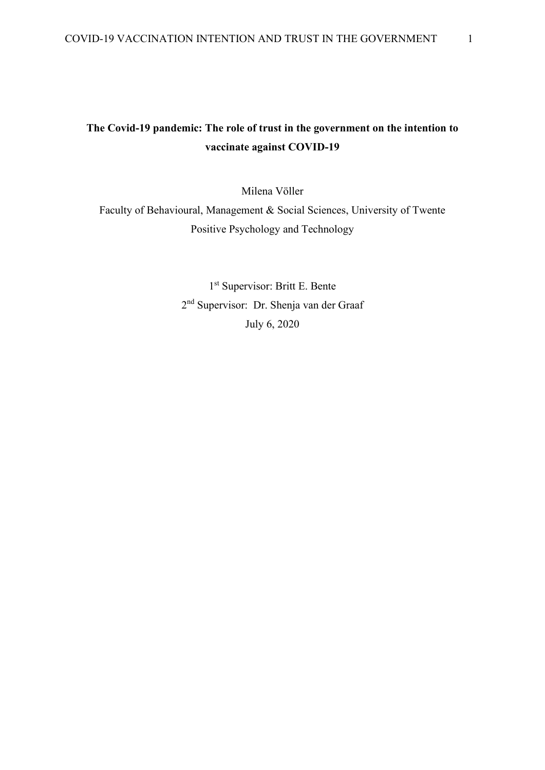# The Covid-19 pandemic: The role of trust in the government on the intention to vaccinate against COVID-19

Milena Völler

Faculty of Behavioural, Management & Social Sciences, University of Twente

Positive Psychology and Technology

1st Supervisor: Britt E. Bente

2nd Supervisor: Dr. Shenja van der Graaf

July 6, 2020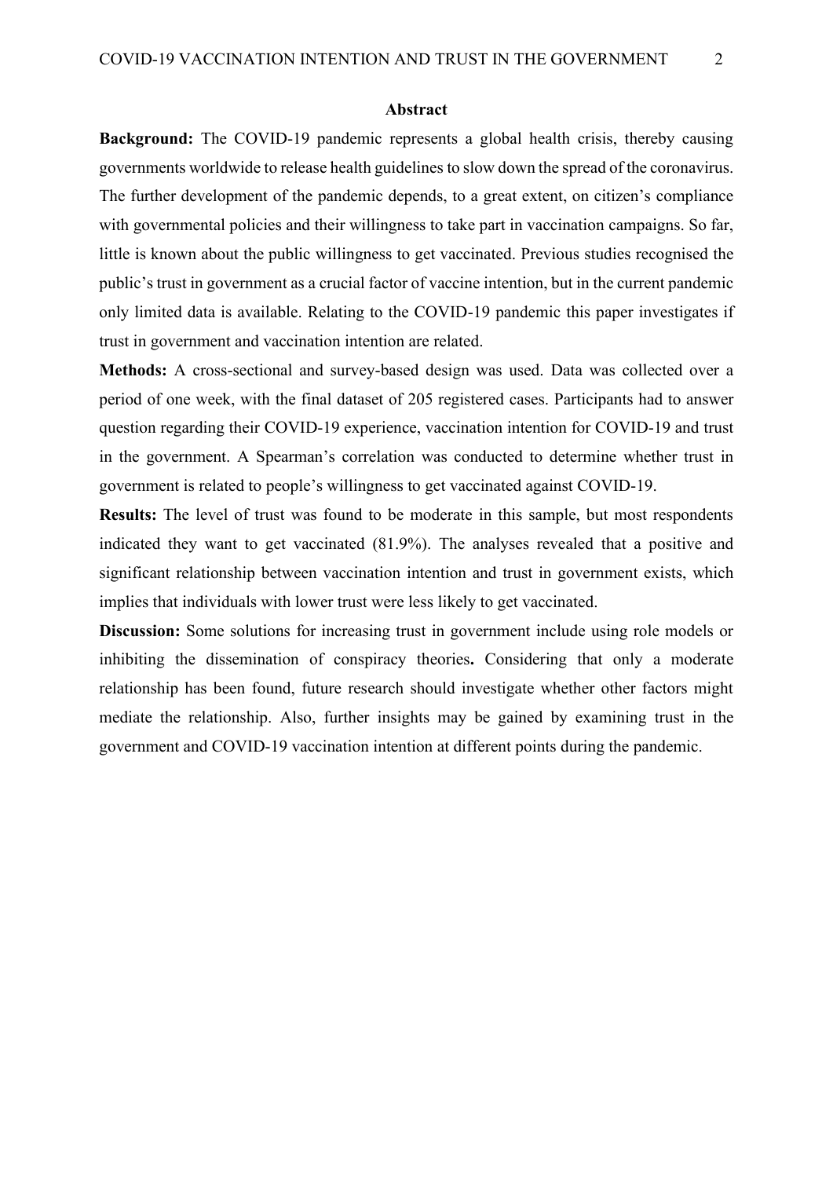## Abstract

**Background:** The COVID-19 pandemic represents a global health crisis, thereby causing governments worldwide to release health guidelines to slow down the spread of the coronavirus. The further development of the pandemic depends, to a great extent, on citizen's compliance with governmental policies and their willingness to take part in vaccination campaigns. So far, little is known about the public willingness to get vaccinated. Previous studies recognised the public's trust in government as a crucial factor of vaccine intention, but in the current pandemic only limited data is available. Relating to the COVID-19 pandemic this paper investigates if trust in government and vaccination intention are related.

**Methods:** A cross-sectional and survey-based design was used. Data was collected over a period of one week, with the final dataset of 205 registered cases. Participants had to answer question regarding their COVID-19 experience, vaccination intention for COVID-19 and trust in the government. A Spearman's correlation was conducted to determine whether trust in government is related to people's willingness to get vaccinated against COVID-19.

**Results:** The level of trust was found to be moderate in this sample, but most respondents indicated they want to get vaccinated (81.9%). The analyses revealed that a positive and significant relationship between vaccination intention and trust in government exists, which implies that individuals with lower trust were less likely to get vaccinated.

**Discussion:** Some solutions for increasing trust in government include using role models or inhibiting the dissemination of conspiracy theories**.** Considering that only a moderate relationship has been found, future research should investigate whether other factors might mediate the relationship. Also, further insights may be gained by examining trust in the government and COVID-19 vaccination intention at different points during the pandemic.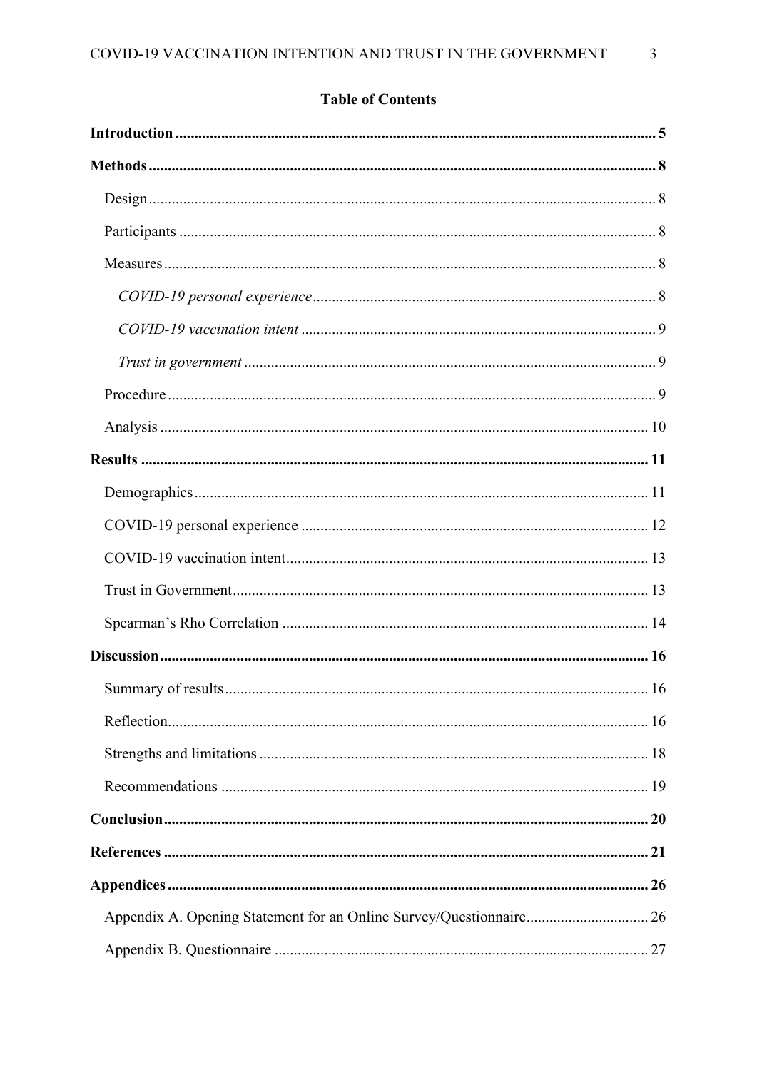## Table of Contents

**Introduction** .......... 5

**Methods** .......... 8

- Design .......... 8
- Participants .......... 8
- Measures .......... 8
  - *COVID-19 personal experience* .......... 8
  - *COVID-19 vaccination intent* .......... 9
  - *Trust in government* .......... 9
- Procedure .......... 9
- Analysis .......... 10

**Results** .......... 11

- Demographics .......... 11
- COVID-19 personal experience .......... 12
- COVID-19 vaccination intent .......... 13
- Trust in Government .......... 13
- Spearman's Rho Correlation .......... 14

**Discussion** .......... 16

- Summary of results .......... 16
- Reflection .......... 16
- Strengths and limitations .......... 18
- Recommendations .......... 19

**Conclusion** .......... 20

**References** .......... 21

**Appendices** .......... 26

- Appendix A. Opening Statement for an Online Survey/Questionnaire .......... 26
- Appendix B. Questionnaire .......... 27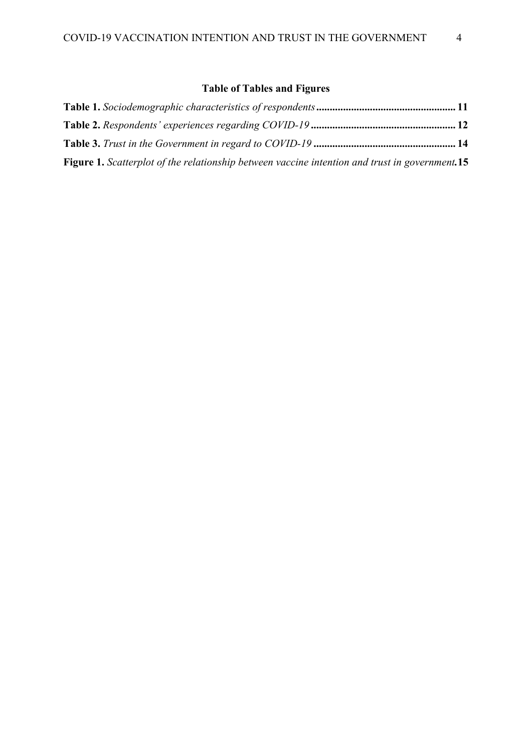**Table of Tables and Figures**

**Table 1.** *Sociodemographic characteristics of respondents* **.................................................. 11**

**Table 2.** *Respondents' experiences regarding COVID-19* **..................................................... 12**

**Table 3.** *Trust in the Government in regard to COVID-19* **.................................................... 14**

**Figure 1.** *Scatterplot of the relationship between vaccine intention and trust in government.* **15**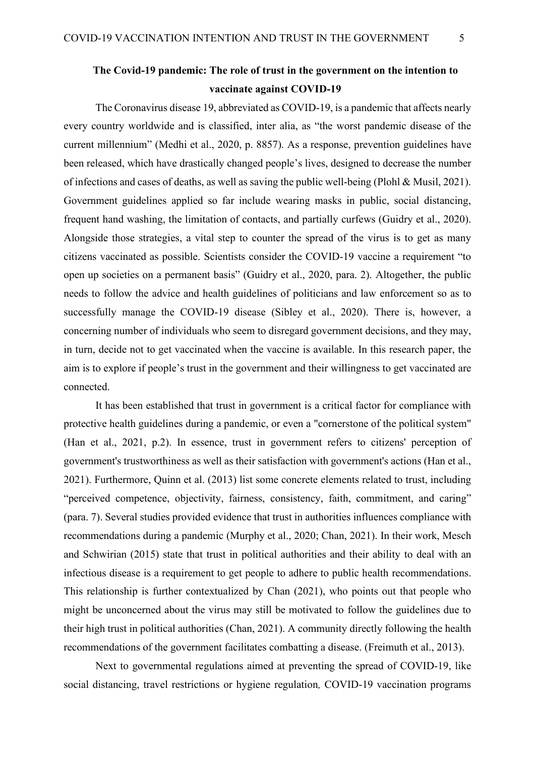# The Covid-19 pandemic: The role of trust in the government on the intention to vaccinate against COVID-19

The Coronavirus disease 19, abbreviated as COVID-19, is a pandemic that affects nearly every country worldwide and is classified, inter alia, as “the worst pandemic disease of the current millennium” (Medhi et al., 2020, p. 8857). As a response, prevention guidelines have been released, which have drastically changed people’s lives, designed to decrease the number of infections and cases of deaths, as well as saving the public well-being (Plohl & Musil, 2021). Government guidelines applied so far include wearing masks in public, social distancing, frequent hand washing, the limitation of contacts, and partially curfews (Guidry et al., 2020). Alongside those strategies, a vital step to counter the spread of the virus is to get as many citizens vaccinated as possible. Scientists consider the COVID-19 vaccine a requirement “to open up societies on a permanent basis” (Guidry et al., 2020, para. 2). Altogether, the public needs to follow the advice and health guidelines of politicians and law enforcement so as to successfully manage the COVID-19 disease (Sibley et al., 2020). There is, however, a concerning number of individuals who seem to disregard government decisions, and they may, in turn, decide not to get vaccinated when the vaccine is available. In this research paper, the aim is to explore if people’s trust in the government and their willingness to get vaccinated are connected.

It has been established that trust in government is a critical factor for compliance with protective health guidelines during a pandemic, or even a "cornerstone of the political system" (Han et al., 2021, p.2). In essence, trust in government refers to citizens' perception of government's trustworthiness as well as their satisfaction with government's actions (Han et al., 2021). Furthermore, Quinn et al. (2013) list some concrete elements related to trust, including “perceived competence, objectivity, fairness, consistency, faith, commitment, and caring” (para. 7). Several studies provided evidence that trust in authorities influences compliance with recommendations during a pandemic (Murphy et al., 2020; Chan, 2021). In their work, Mesch and Schwirian (2015) state that trust in political authorities and their ability to deal with an infectious disease is a requirement to get people to adhere to public health recommendations. This relationship is further contextualized by Chan (2021), who points out that people who might be unconcerned about the virus may still be motivated to follow the guidelines due to their high trust in political authorities (Chan, 2021). A community directly following the health recommendations of the government facilitates combatting a disease. (Freimuth et al., 2013).

Next to governmental regulations aimed at preventing the spread of COVID-19, like social distancing, travel restrictions or hygiene regulation*,* COVID-19 vaccination programs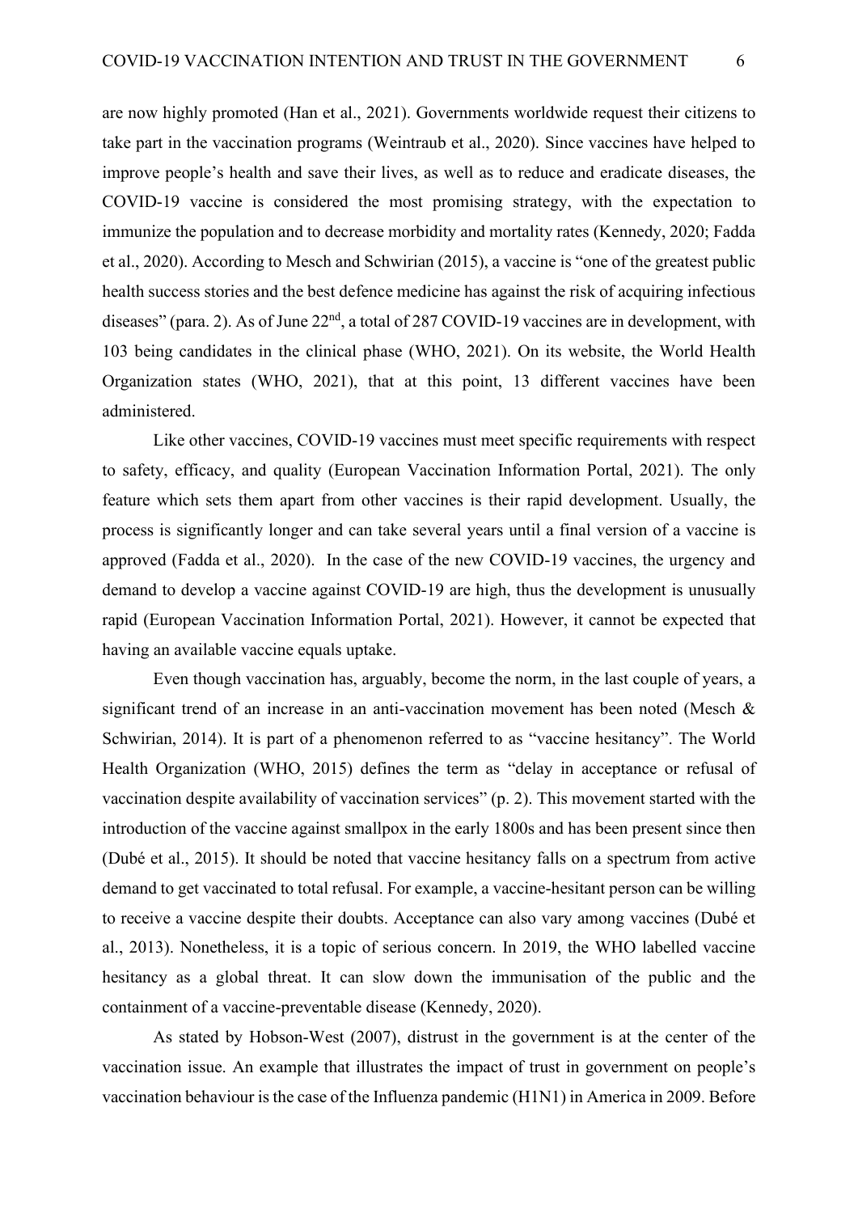are now highly promoted (Han et al., 2021). Governments worldwide request their citizens to take part in the vaccination programs (Weintraub et al., 2020). Since vaccines have helped to improve people's health and save their lives, as well as to reduce and eradicate diseases, the COVID-19 vaccine is considered the most promising strategy, with the expectation to immunize the population and to decrease morbidity and mortality rates (Kennedy, 2020; Fadda et al., 2020). According to Mesch and Schwirian (2015), a vaccine is "one of the greatest public health success stories and the best defence medicine has against the risk of acquiring infectious diseases" (para. 2). As of June 22nd, a total of 287 COVID-19 vaccines are in development, with 103 being candidates in the clinical phase (WHO, 2021). On its website, the World Health Organization states (WHO, 2021), that at this point, 13 different vaccines have been administered.

Like other vaccines, COVID-19 vaccines must meet specific requirements with respect to safety, efficacy, and quality (European Vaccination Information Portal, 2021). The only feature which sets them apart from other vaccines is their rapid development. Usually, the process is significantly longer and can take several years until a final version of a vaccine is approved (Fadda et al., 2020). In the case of the new COVID-19 vaccines, the urgency and demand to develop a vaccine against COVID-19 are high, thus the development is unusually rapid (European Vaccination Information Portal, 2021). However, it cannot be expected that having an available vaccine equals uptake.

Even though vaccination has, arguably, become the norm, in the last couple of years, a significant trend of an increase in an anti-vaccination movement has been noted (Mesch & Schwirian, 2014). It is part of a phenomenon referred to as "vaccine hesitancy". The World Health Organization (WHO, 2015) defines the term as "delay in acceptance or refusal of vaccination despite availability of vaccination services" (p. 2). This movement started with the introduction of the vaccine against smallpox in the early 1800s and has been present since then (Dubé et al., 2015). It should be noted that vaccine hesitancy falls on a spectrum from active demand to get vaccinated to total refusal. For example, a vaccine-hesitant person can be willing to receive a vaccine despite their doubts. Acceptance can also vary among vaccines (Dubé et al., 2013). Nonetheless, it is a topic of serious concern. In 2019, the WHO labelled vaccine hesitancy as a global threat. It can slow down the immunisation of the public and the containment of a vaccine-preventable disease (Kennedy, 2020).

As stated by Hobson-West (2007), distrust in the government is at the center of the vaccination issue. An example that illustrates the impact of trust in government on people's vaccination behaviour is the case of the Influenza pandemic (H1N1) in America in 2009. Before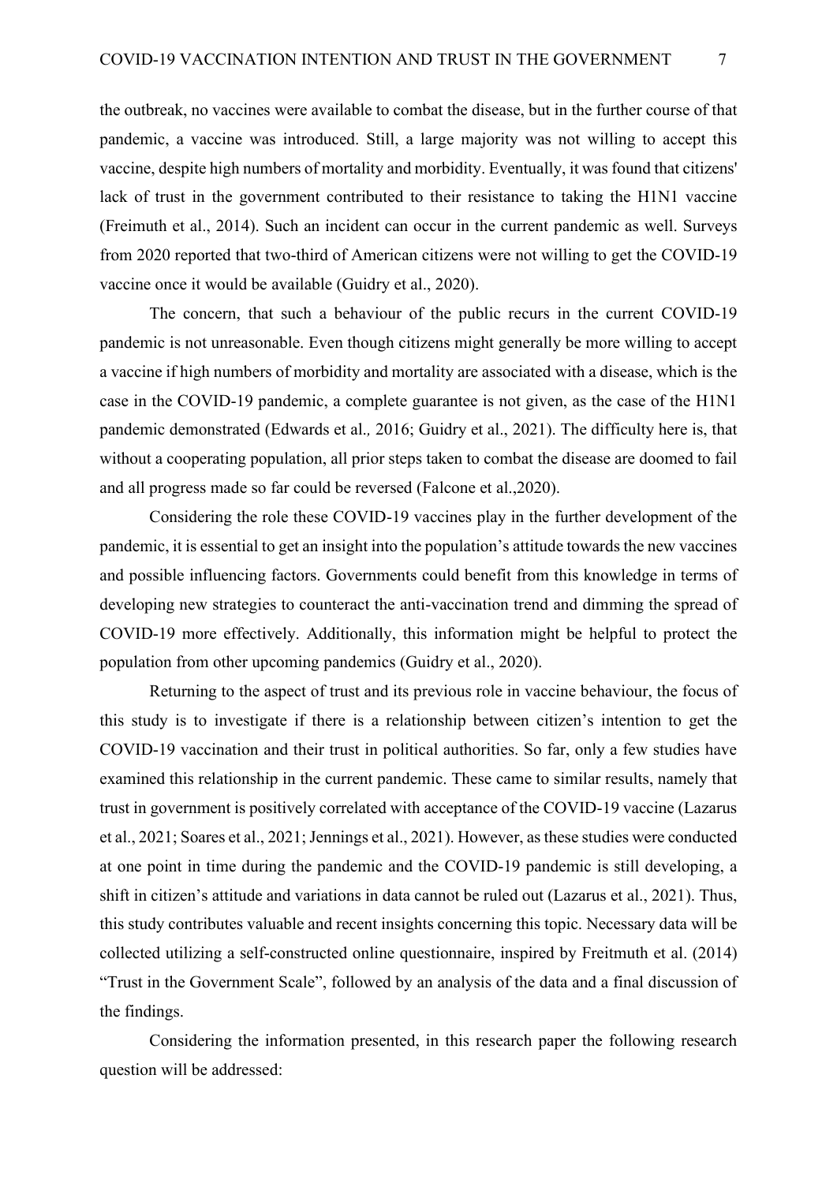the outbreak, no vaccines were available to combat the disease, but in the further course of that pandemic, a vaccine was introduced. Still, a large majority was not willing to accept this vaccine, despite high numbers of mortality and morbidity. Eventually, it was found that citizens' lack of trust in the government contributed to their resistance to taking the H1N1 vaccine (Freimuth et al., 2014). Such an incident can occur in the current pandemic as well. Surveys from 2020 reported that two-third of American citizens were not willing to get the COVID-19 vaccine once it would be available (Guidry et al., 2020).

The concern, that such a behaviour of the public recurs in the current COVID-19 pandemic is not unreasonable. Even though citizens might generally be more willing to accept a vaccine if high numbers of morbidity and mortality are associated with a disease, which is the case in the COVID-19 pandemic, a complete guarantee is not given, as the case of the H1N1 pandemic demonstrated (Edwards et al*.,* 2016; Guidry et al., 2021). The difficulty here is, that without a cooperating population, all prior steps taken to combat the disease are doomed to fail and all progress made so far could be reversed (Falcone et al.,2020).

Considering the role these COVID-19 vaccines play in the further development of the pandemic, it is essential to get an insight into the population's attitude towards the new vaccines and possible influencing factors. Governments could benefit from this knowledge in terms of developing new strategies to counteract the anti-vaccination trend and dimming the spread of COVID-19 more effectively. Additionally, this information might be helpful to protect the population from other upcoming pandemics (Guidry et al., 2020).

Returning to the aspect of trust and its previous role in vaccine behaviour, the focus of this study is to investigate if there is a relationship between citizen's intention to get the COVID-19 vaccination and their trust in political authorities. So far, only a few studies have examined this relationship in the current pandemic. These came to similar results, namely that trust in government is positively correlated with acceptance of the COVID-19 vaccine (Lazarus et al., 2021; Soares et al., 2021; Jennings et al., 2021). However, as these studies were conducted at one point in time during the pandemic and the COVID-19 pandemic is still developing, a shift in citizen's attitude and variations in data cannot be ruled out (Lazarus et al., 2021). Thus, this study contributes valuable and recent insights concerning this topic. Necessary data will be collected utilizing a self-constructed online questionnaire, inspired by Freitmuth et al. (2014) "Trust in the Government Scale", followed by an analysis of the data and a final discussion of the findings.

Considering the information presented, in this research paper the following research question will be addressed: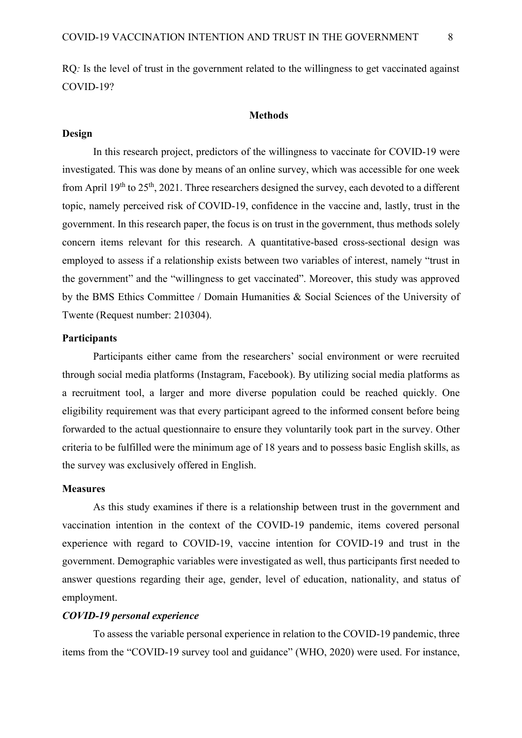RQ*:* Is the level of trust in the government related to the willingness to get vaccinated against COVID-19?

## Methods

### Design

In this research project, predictors of the willingness to vaccinate for COVID-19 were investigated. This was done by means of an online survey, which was accessible for one week from April 19th to 25th, 2021. Three researchers designed the survey, each devoted to a different topic, namely perceived risk of COVID-19, confidence in the vaccine and, lastly, trust in the government. In this research paper, the focus is on trust in the government, thus methods solely concern items relevant for this research. A quantitative-based cross-sectional design was employed to assess if a relationship exists between two variables of interest, namely "trust in the government" and the "willingness to get vaccinated". Moreover, this study was approved by the BMS Ethics Committee / Domain Humanities & Social Sciences of the University of Twente (Request number: 210304).

### Participants

Participants either came from the researchers' social environment or were recruited through social media platforms (Instagram, Facebook). By utilizing social media platforms as a recruitment tool, a larger and more diverse population could be reached quickly. One eligibility requirement was that every participant agreed to the informed consent before being forwarded to the actual questionnaire to ensure they voluntarily took part in the survey. Other criteria to be fulfilled were the minimum age of 18 years and to possess basic English skills, as the survey was exclusively offered in English.

### Measures

As this study examines if there is a relationship between trust in the government and vaccination intention in the context of the COVID-19 pandemic, items covered personal experience with regard to COVID-19, vaccine intention for COVID-19 and trust in the government. Demographic variables were investigated as well, thus participants first needed to answer questions regarding their age, gender, level of education, nationality, and status of employment.

#### *COVID-19 personal experience*

To assess the variable personal experience in relation to the COVID-19 pandemic, three items from the "COVID-19 survey tool and guidance" (WHO, 2020) were used. For instance,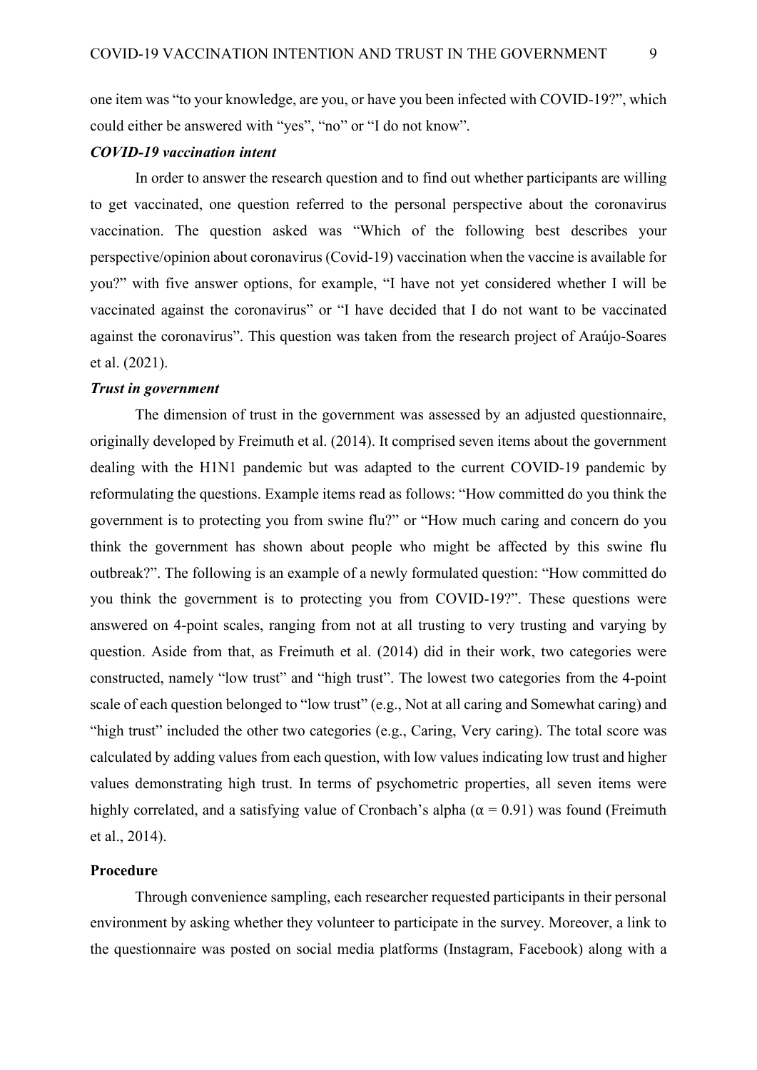one item was "to your knowledge, are you, or have you been infected with COVID-19?", which could either be answered with "yes", "no" or "I do not know".

***COVID-19 vaccination intent***

In order to answer the research question and to find out whether participants are willing to get vaccinated, one question referred to the personal perspective about the coronavirus vaccination. The question asked was "Which of the following best describes your perspective/opinion about coronavirus (Covid-19) vaccination when the vaccine is available for you?" with five answer options, for example, "I have not yet considered whether I will be vaccinated against the coronavirus" or "I have decided that I do not want to be vaccinated against the coronavirus". This question was taken from the research project of Araújo-Soares et al. (2021).

***Trust in government***

The dimension of trust in the government was assessed by an adjusted questionnaire, originally developed by Freimuth et al. (2014). It comprised seven items about the government dealing with the H1N1 pandemic but was adapted to the current COVID-19 pandemic by reformulating the questions. Example items read as follows: "How committed do you think the government is to protecting you from swine flu?" or "How much caring and concern do you think the government has shown about people who might be affected by this swine flu outbreak?". The following is an example of a newly formulated question: "How committed do you think the government is to protecting you from COVID-19?". These questions were answered on 4-point scales, ranging from not at all trusting to very trusting and varying by question. Aside from that, as Freimuth et al. (2014) did in their work, two categories were constructed, namely "low trust" and "high trust". The lowest two categories from the 4-point scale of each question belonged to "low trust" (e.g., Not at all caring and Somewhat caring) and "high trust" included the other two categories (e.g., Caring, Very caring). The total score was calculated by adding values from each question, with low values indicating low trust and higher values demonstrating high trust. In terms of psychometric properties, all seven items were highly correlated, and a satisfying value of Cronbach's alpha ($\alpha = 0.91$) was found (Freimuth et al., 2014).

**Procedure**

Through convenience sampling, each researcher requested participants in their personal environment by asking whether they volunteer to participate in the survey. Moreover, a link to the questionnaire was posted on social media platforms (Instagram, Facebook) along with a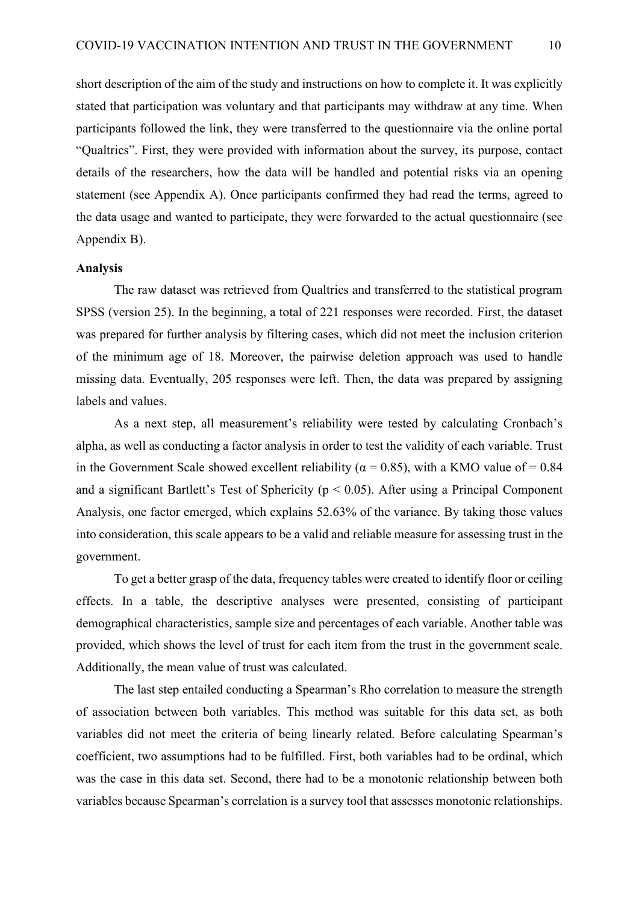short description of the aim of the study and instructions on how to complete it. It was explicitly stated that participation was voluntary and that participants may withdraw at any time. When participants followed the link, they were transferred to the questionnaire via the online portal "Qualtrics". First, they were provided with information about the survey, its purpose, contact details of the researchers, how the data will be handled and potential risks via an opening statement (see Appendix A). Once participants confirmed they had read the terms, agreed to the data usage and wanted to participate, they were forwarded to the actual questionnaire (see Appendix B).

**Analysis**

The raw dataset was retrieved from Qualtrics and transferred to the statistical program SPSS (version 25). In the beginning, a total of 221 responses were recorded. First, the dataset was prepared for further analysis by filtering cases, which did not meet the inclusion criterion of the minimum age of 18. Moreover, the pairwise deletion approach was used to handle missing data. Eventually, 205 responses were left. Then, the data was prepared by assigning labels and values.

As a next step, all measurement's reliability were tested by calculating Cronbach's alpha, as well as conducting a factor analysis in order to test the validity of each variable. Trust in the Government Scale showed excellent reliability ($\alpha = 0.85$), with a KMO value of = 0.84 and a significant Bartlett's Test of Sphericity ($p < 0.05$). After using a Principal Component Analysis, one factor emerged, which explains 52.63% of the variance. By taking those values into consideration, this scale appears to be a valid and reliable measure for assessing trust in the government.

To get a better grasp of the data, frequency tables were created to identify floor or ceiling effects. In a table, the descriptive analyses were presented, consisting of participant demographical characteristics, sample size and percentages of each variable. Another table was provided, which shows the level of trust for each item from the trust in the government scale. Additionally, the mean value of trust was calculated.

The last step entailed conducting a Spearman's Rho correlation to measure the strength of association between both variables. This method was suitable for this data set, as both variables did not meet the criteria of being linearly related. Before calculating Spearman's coefficient, two assumptions had to be fulfilled. First, both variables had to be ordinal, which was the case in this data set. Second, there had to be a monotonic relationship between both variables because Spearman's correlation is a survey tool that assesses monotonic relationships.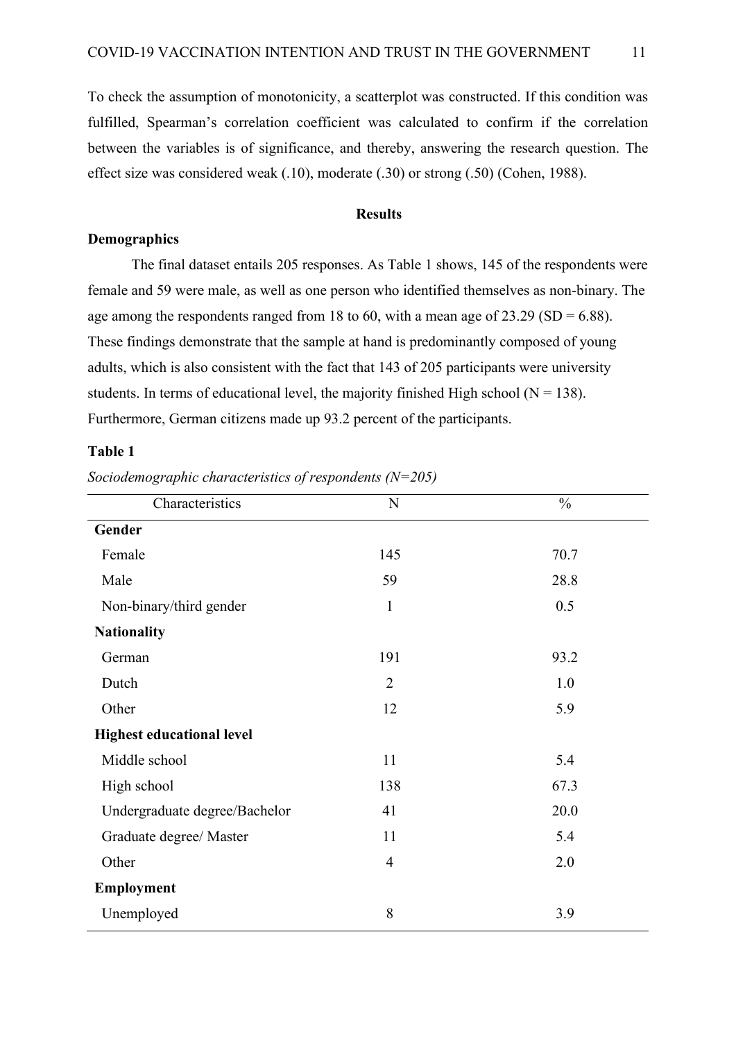To check the assumption of monotonicity, a scatterplot was constructed. If this condition was fulfilled, Spearman's correlation coefficient was calculated to confirm if the correlation between the variables is of significance, and thereby, answering the research question. The effect size was considered weak (.10), moderate (.30) or strong (.50) (Cohen, 1988).

## Results

### Demographics

The final dataset entails 205 responses. As Table 1 shows, 145 of the respondents were female and 59 were male, as well as one person who identified themselves as non-binary. The age among the respondents ranged from 18 to 60, with a mean age of 23.29 (SD = 6.88). These findings demonstrate that the sample at hand is predominantly composed of young adults, which is also consistent with the fact that 143 of 205 participants were university students. In terms of educational level, the majority finished High school (N = 138). Furthermore, German citizens made up 93.2 percent of the participants.

**Table 1**

*Sociodemographic characteristics of respondents (N=205)*

| Characteristics | N | % |
|---|---|---|
| **Gender** | | |
| Female | 145 | 70.7 |
| Male | 59 | 28.8 |
| Non-binary/third gender | 1 | 0.5 |
| **Nationality** | | |
| German | 191 | 93.2 |
| Dutch | 2 | 1.0 |
| Other | 12 | 5.9 |
| **Highest educational level** | | |
| Middle school | 11 | 5.4 |
| High school | 138 | 67.3 |
| Undergraduate degree/Bachelor | 41 | 20.0 |
| Graduate degree/ Master | 11 | 5.4 |
| Other | 4 | 2.0 |
| **Employment** | | |
| Unemployed | 8 | 3.9 |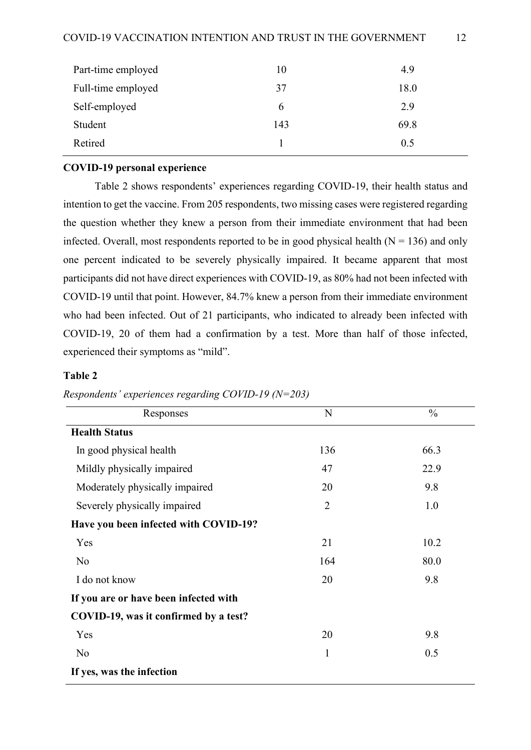| | | |
|---|---|---|
| Part-time employed | 10 | 4.9 |
| Full-time employed | 37 | 18.0 |
| Self-employed | 6 | 2.9 |
| Student | 143 | 69.8 |
| Retired | 1 | 0.5 |

**COVID-19 personal experience**

Table 2 shows respondents' experiences regarding COVID-19, their health status and intention to get the vaccine. From 205 respondents, two missing cases were registered regarding the question whether they knew a person from their immediate environment that had been infected. Overall, most respondents reported to be in good physical health (N = 136) and only one percent indicated to be severely physically impaired. It became apparent that most participants did not have direct experiences with COVID-19, as 80% had not been infected with COVID-19 until that point. However, 84.7% knew a person from their immediate environment who had been infected. Out of 21 participants, who indicated to already been infected with COVID-19, 20 of them had a confirmation by a test. More than half of those infected, experienced their symptoms as "mild".

**Table 2**

*Respondents' experiences regarding COVID-19 (N=203)*

| Responses | N | % |
|---|---|---|
| **Health Status** | | |
| In good physical health | 136 | 66.3 |
| Mildly physically impaired | 47 | 22.9 |
| Moderately physically impaired | 20 | 9.8 |
| Severely physically impaired | 2 | 1.0 |
| **Have you been infected with COVID-19?** | | |
| Yes | 21 | 10.2 |
| No | 164 | 80.0 |
| I do not know | 20 | 9.8 |
| **If you are or have been infected with COVID-19, was it confirmed by a test?** | | |
| Yes | 20 | 9.8 |
| No | 1 | 0.5 |
| **If yes, was the infection** | | |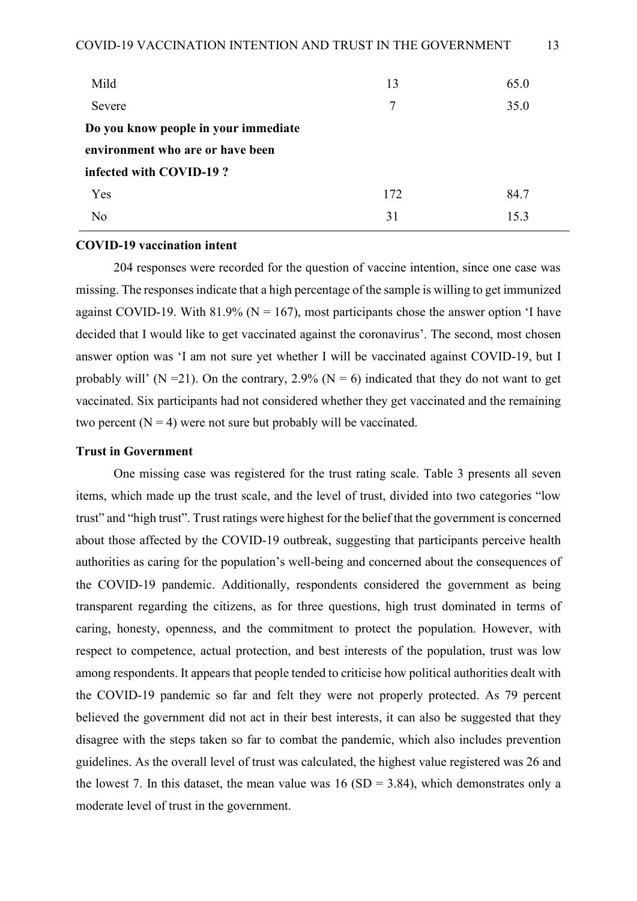| | | |
|---|---|---|
| Mild | 13 | 65.0 |
| Severe | 7 | 35.0 |
| **Do you know people in your immediate environment who are or have been infected with COVID-19 ?** | | |
| Yes | 172 | 84.7 |
| No | 31 | 15.3 |

**COVID-19 vaccination intent**

204 responses were recorded for the question of vaccine intention, since one case was missing. The responses indicate that a high percentage of the sample is willing to get immunized against COVID-19. With 81.9% (N = 167), most participants chose the answer option 'I have decided that I would like to get vaccinated against the coronavirus'. The second, most chosen answer option was 'I am not sure yet whether I will be vaccinated against COVID-19, but I probably will' (N =21). On the contrary, 2.9% (N = 6) indicated that they do not want to get vaccinated. Six participants had not considered whether they get vaccinated and the remaining two percent (N = 4) were not sure but probably will be vaccinated.

**Trust in Government**

One missing case was registered for the trust rating scale. Table 3 presents all seven items, which made up the trust scale, and the level of trust, divided into two categories "low trust" and "high trust". Trust ratings were highest for the belief that the government is concerned about those affected by the COVID-19 outbreak, suggesting that participants perceive health authorities as caring for the population's well-being and concerned about the consequences of the COVID-19 pandemic. Additionally, respondents considered the government as being transparent regarding the citizens, as for three questions, high trust dominated in terms of caring, honesty, openness, and the commitment to protect the population. However, with respect to competence, actual protection, and best interests of the population, trust was low among respondents. It appears that people tended to criticise how political authorities dealt with the COVID-19 pandemic so far and felt they were not properly protected. As 79 percent believed the government did not act in their best interests, it can also be suggested that they disagree with the steps taken so far to combat the pandemic, which also includes prevention guidelines. As the overall level of trust was calculated, the highest value registered was 26 and the lowest 7. In this dataset, the mean value was 16 (SD = 3.84), which demonstrates only a moderate level of trust in the government.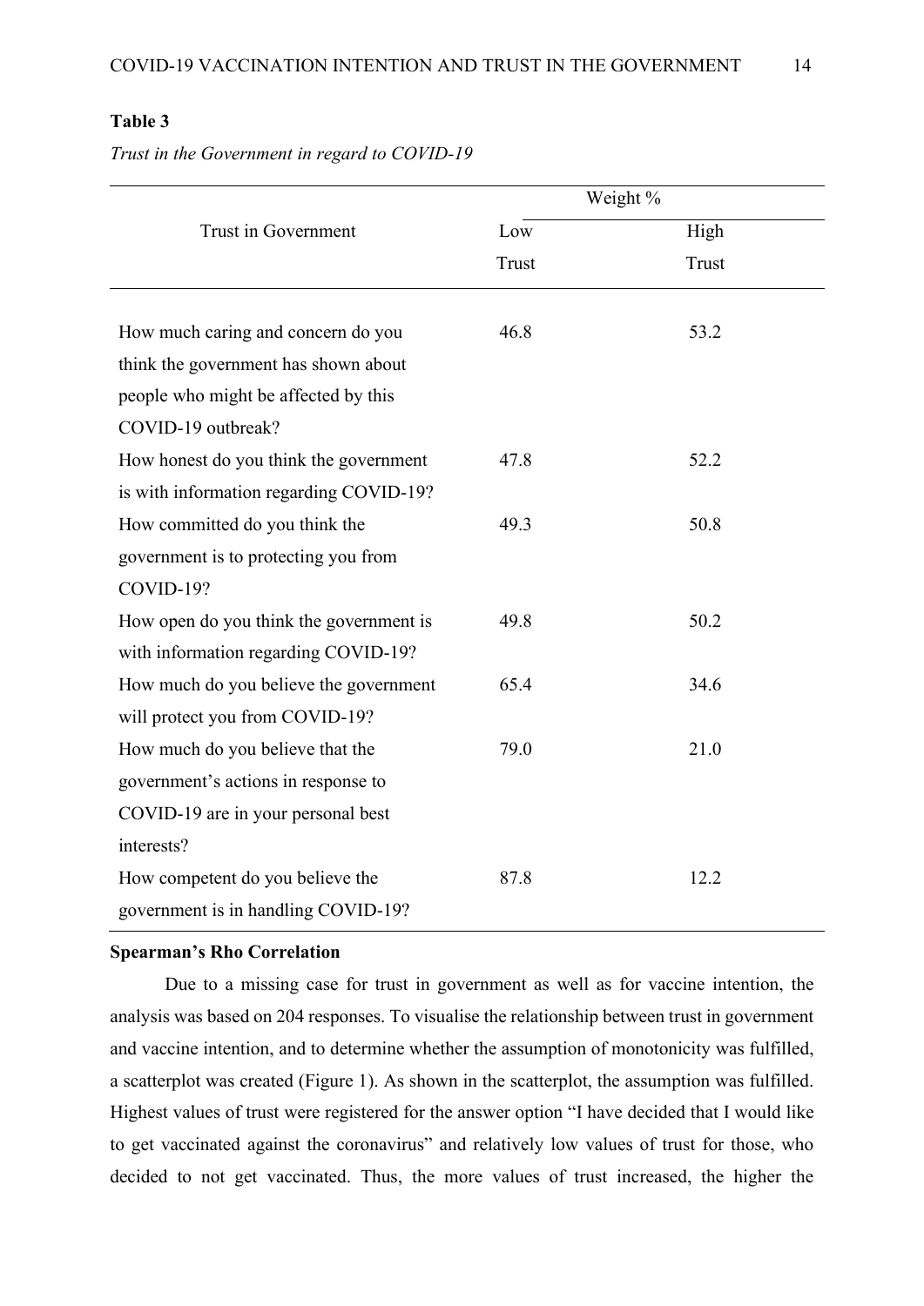**Table 3**

*Trust in the Government in regard to COVID-19*

| Trust in Government | Weight % | |
|---|---|---|
| | Low Trust | High Trust |
| How much caring and concern do you think the government has shown about people who might be affected by this COVID-19 outbreak? | 46.8 | 53.2 |
| How honest do you think the government is with information regarding COVID-19? | 47.8 | 52.2 |
| How committed do you think the government is to protecting you from COVID-19? | 49.3 | 50.8 |
| How open do you think the government is with information regarding COVID-19? | 49.8 | 50.2 |
| How much do you believe the government will protect you from COVID-19? | 65.4 | 34.6 |
| How much do you believe that the government's actions in response to COVID-19 are in your personal best interests? | 79.0 | 21.0 |
| How competent do you believe the government is in handling COVID-19? | 87.8 | 12.2 |

**Spearman's Rho Correlation**

Due to a missing case for trust in government as well as for vaccine intention, the analysis was based on 204 responses. To visualise the relationship between trust in government and vaccine intention, and to determine whether the assumption of monotonicity was fulfilled, a scatterplot was created (Figure 1). As shown in the scatterplot, the assumption was fulfilled. Highest values of trust were registered for the answer option "I have decided that I would like to get vaccinated against the coronavirus" and relatively low values of trust for those, who decided to not get vaccinated. Thus, the more values of trust increased, the higher the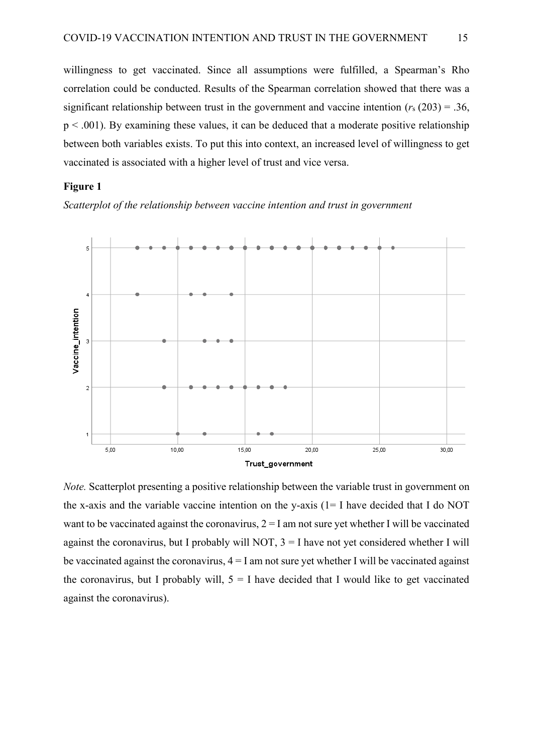willingness to get vaccinated. Since all assumptions were fulfilled, a Spearman's Rho correlation could be conducted. Results of the Spearman correlation showed that there was a significant relationship between trust in the government and vaccine intention ($r_s$ (203) = .36, $p < .001$). By examining these values, it can be deduced that a moderate positive relationship between both variables exists. To put this into context, an increased level of willingness to get vaccinated is associated with a higher level of trust and vice versa.

**Figure 1**

*Scatterplot of the relationship between vaccine intention and trust in government*

*Note.* Scatterplot presenting a positive relationship between the variable trust in government on the x-axis and the variable vaccine intention on the y-axis (1= I have decided that I do NOT want to be vaccinated against the coronavirus, 2 = I am not sure yet whether I will be vaccinated against the coronavirus, but I probably will NOT, 3 = I have not yet considered whether I will be vaccinated against the coronavirus, 4 = I am not sure yet whether I will be vaccinated against the coronavirus, but I probably will, 5 = I have decided that I would like to get vaccinated against the coronavirus).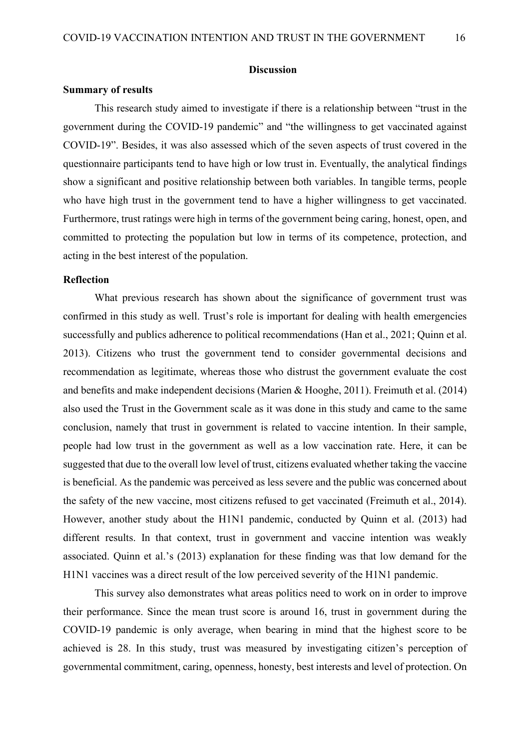## Discussion

### Summary of results

This research study aimed to investigate if there is a relationship between "trust in the government during the COVID-19 pandemic" and "the willingness to get vaccinated against COVID-19". Besides, it was also assessed which of the seven aspects of trust covered in the questionnaire participants tend to have high or low trust in. Eventually, the analytical findings show a significant and positive relationship between both variables. In tangible terms, people who have high trust in the government tend to have a higher willingness to get vaccinated. Furthermore, trust ratings were high in terms of the government being caring, honest, open, and committed to protecting the population but low in terms of its competence, protection, and acting in the best interest of the population.

### Reflection

What previous research has shown about the significance of government trust was confirmed in this study as well. Trust's role is important for dealing with health emergencies successfully and publics adherence to political recommendations (Han et al., 2021; Quinn et al. 2013). Citizens who trust the government tend to consider governmental decisions and recommendation as legitimate, whereas those who distrust the government evaluate the cost and benefits and make independent decisions (Marien & Hooghe, 2011). Freimuth et al. (2014) also used the Trust in the Government scale as it was done in this study and came to the same conclusion, namely that trust in government is related to vaccine intention. In their sample, people had low trust in the government as well as a low vaccination rate. Here, it can be suggested that due to the overall low level of trust, citizens evaluated whether taking the vaccine is beneficial. As the pandemic was perceived as less severe and the public was concerned about the safety of the new vaccine, most citizens refused to get vaccinated (Freimuth et al., 2014). However, another study about the H1N1 pandemic, conducted by Quinn et al. (2013) had different results. In that context, trust in government and vaccine intention was weakly associated. Quinn et al.'s (2013) explanation for these finding was that low demand for the H1N1 vaccines was a direct result of the low perceived severity of the H1N1 pandemic.

This survey also demonstrates what areas politics need to work on in order to improve their performance. Since the mean trust score is around 16, trust in government during the COVID-19 pandemic is only average, when bearing in mind that the highest score to be achieved is 28. In this study, trust was measured by investigating citizen's perception of governmental commitment, caring, openness, honesty, best interests and level of protection. On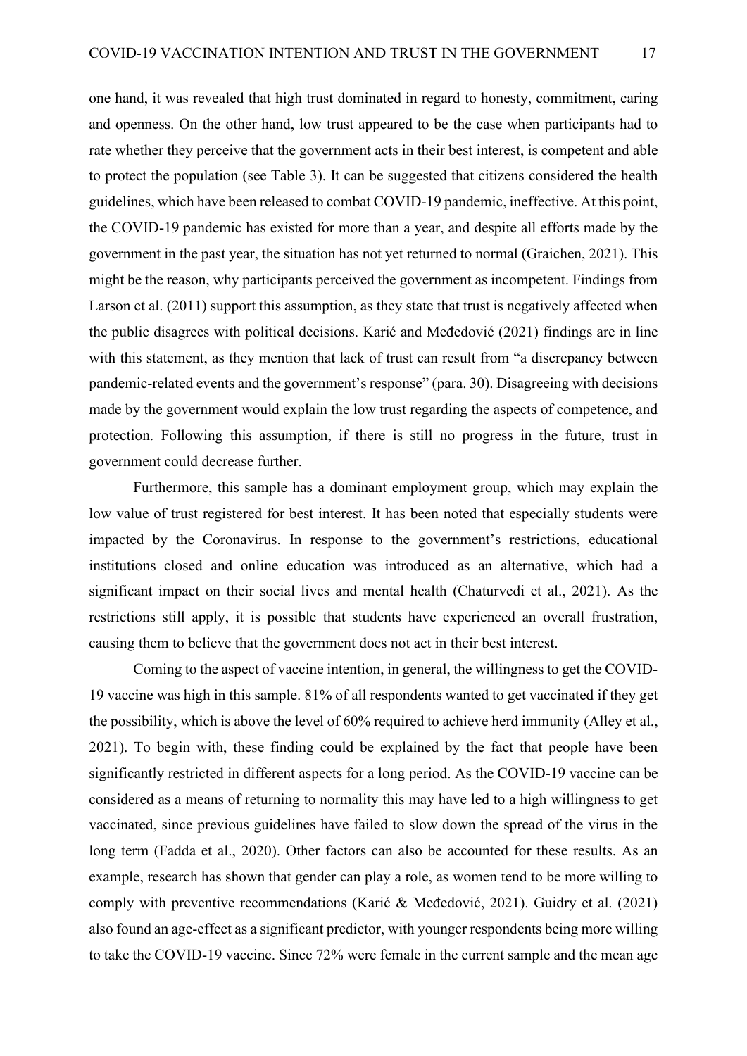one hand, it was revealed that high trust dominated in regard to honesty, commitment, caring and openness. On the other hand, low trust appeared to be the case when participants had to rate whether they perceive that the government acts in their best interest, is competent and able to protect the population (see Table 3). It can be suggested that citizens considered the health guidelines, which have been released to combat COVID-19 pandemic, ineffective. At this point, the COVID-19 pandemic has existed for more than a year, and despite all efforts made by the government in the past year, the situation has not yet returned to normal (Graichen, 2021). This might be the reason, why participants perceived the government as incompetent. Findings from Larson et al. (2011) support this assumption, as they state that trust is negatively affected when the public disagrees with political decisions. Karić and Međedović (2021) findings are in line with this statement, as they mention that lack of trust can result from "a discrepancy between pandemic-related events and the government's response" (para. 30). Disagreeing with decisions made by the government would explain the low trust regarding the aspects of competence, and protection. Following this assumption, if there is still no progress in the future, trust in government could decrease further.

Furthermore, this sample has a dominant employment group, which may explain the low value of trust registered for best interest. It has been noted that especially students were impacted by the Coronavirus. In response to the government's restrictions, educational institutions closed and online education was introduced as an alternative, which had a significant impact on their social lives and mental health (Chaturvedi et al., 2021). As the restrictions still apply, it is possible that students have experienced an overall frustration, causing them to believe that the government does not act in their best interest.

Coming to the aspect of vaccine intention, in general, the willingness to get the COVID-19 vaccine was high in this sample. 81% of all respondents wanted to get vaccinated if they get the possibility, which is above the level of 60% required to achieve herd immunity (Alley et al., 2021). To begin with, these finding could be explained by the fact that people have been significantly restricted in different aspects for a long period. As the COVID-19 vaccine can be considered as a means of returning to normality this may have led to a high willingness to get vaccinated, since previous guidelines have failed to slow down the spread of the virus in the long term (Fadda et al., 2020). Other factors can also be accounted for these results. As an example, research has shown that gender can play a role, as women tend to be more willing to comply with preventive recommendations (Karić & Međedović, 2021). Guidry et al. (2021) also found an age-effect as a significant predictor, with younger respondents being more willing to take the COVID-19 vaccine. Since 72% were female in the current sample and the mean age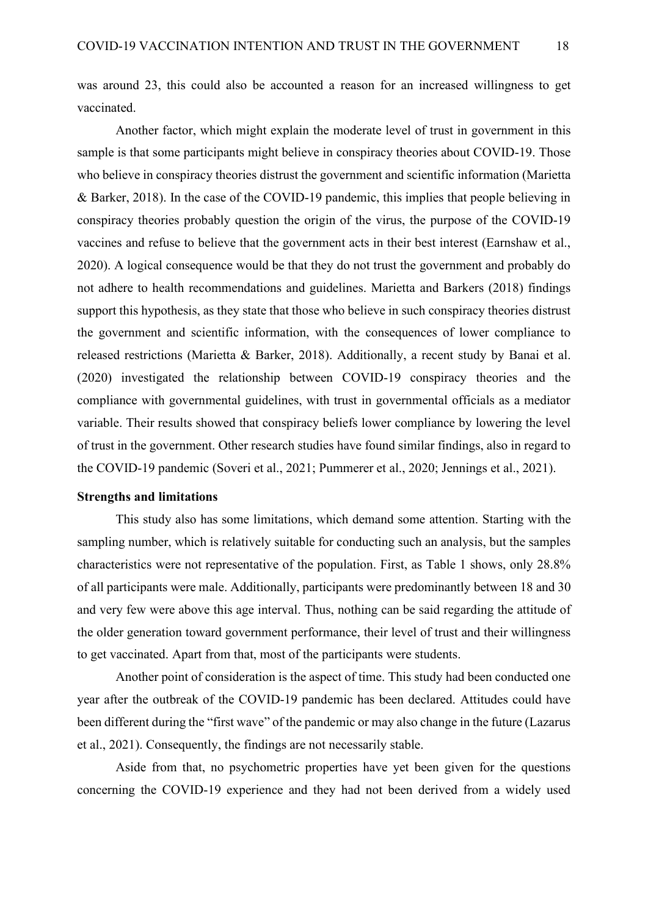was around 23, this could also be accounted a reason for an increased willingness to get vaccinated.

Another factor, which might explain the moderate level of trust in government in this sample is that some participants might believe in conspiracy theories about COVID-19. Those who believe in conspiracy theories distrust the government and scientific information (Marietta & Barker, 2018). In the case of the COVID-19 pandemic, this implies that people believing in conspiracy theories probably question the origin of the virus, the purpose of the COVID-19 vaccines and refuse to believe that the government acts in their best interest (Earnshaw et al., 2020). A logical consequence would be that they do not trust the government and probably do not adhere to health recommendations and guidelines. Marietta and Barkers (2018) findings support this hypothesis, as they state that those who believe in such conspiracy theories distrust the government and scientific information, with the consequences of lower compliance to released restrictions (Marietta & Barker, 2018). Additionally, a recent study by Banai et al. (2020) investigated the relationship between COVID-19 conspiracy theories and the compliance with governmental guidelines, with trust in governmental officials as a mediator variable. Their results showed that conspiracy beliefs lower compliance by lowering the level of trust in the government. Other research studies have found similar findings, also in regard to the COVID-19 pandemic (Soveri et al., 2021; Pummerer et al., 2020; Jennings et al., 2021).

**Strengths and limitations**

This study also has some limitations, which demand some attention. Starting with the sampling number, which is relatively suitable for conducting such an analysis, but the samples characteristics were not representative of the population. First, as Table 1 shows, only 28.8% of all participants were male. Additionally, participants were predominantly between 18 and 30 and very few were above this age interval. Thus, nothing can be said regarding the attitude of the older generation toward government performance, their level of trust and their willingness to get vaccinated. Apart from that, most of the participants were students.

Another point of consideration is the aspect of time. This study had been conducted one year after the outbreak of the COVID-19 pandemic has been declared. Attitudes could have been different during the "first wave" of the pandemic or may also change in the future (Lazarus et al., 2021). Consequently, the findings are not necessarily stable.

Aside from that, no psychometric properties have yet been given for the questions concerning the COVID-19 experience and they had not been derived from a widely used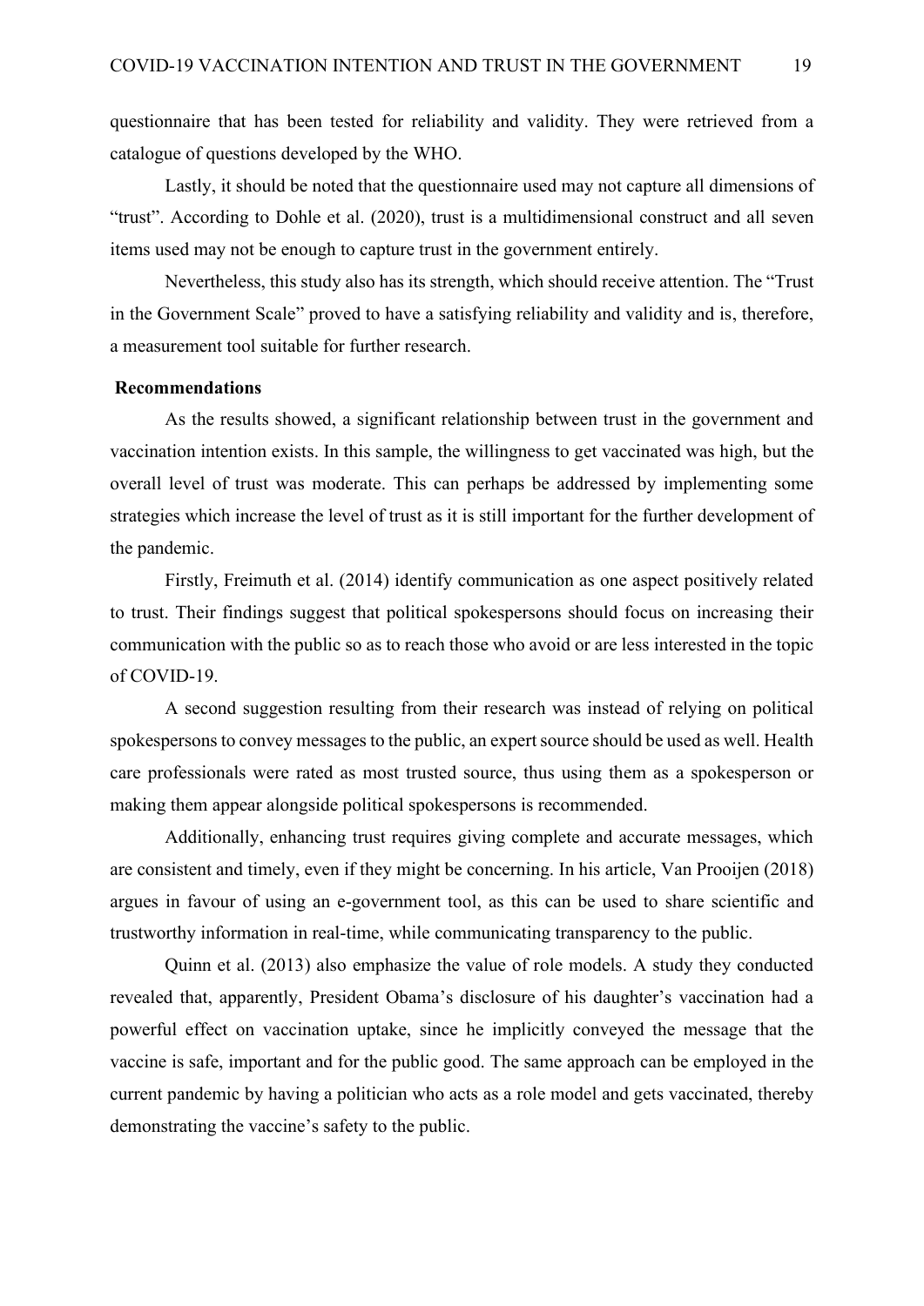questionnaire that has been tested for reliability and validity. They were retrieved from a catalogue of questions developed by the WHO.

Lastly, it should be noted that the questionnaire used may not capture all dimensions of "trust". According to Dohle et al. (2020), trust is a multidimensional construct and all seven items used may not be enough to capture trust in the government entirely.

Nevertheless, this study also has its strength, which should receive attention. The "Trust in the Government Scale" proved to have a satisfying reliability and validity and is, therefore, a measurement tool suitable for further research.

## Recommendations

As the results showed, a significant relationship between trust in the government and vaccination intention exists. In this sample, the willingness to get vaccinated was high, but the overall level of trust was moderate. This can perhaps be addressed by implementing some strategies which increase the level of trust as it is still important for the further development of the pandemic.

Firstly, Freimuth et al. (2014) identify communication as one aspect positively related to trust. Their findings suggest that political spokespersons should focus on increasing their communication with the public so as to reach those who avoid or are less interested in the topic of COVID-19.

A second suggestion resulting from their research was instead of relying on political spokespersons to convey messages to the public, an expert source should be used as well. Health care professionals were rated as most trusted source, thus using them as a spokesperson or making them appear alongside political spokespersons is recommended.

Additionally, enhancing trust requires giving complete and accurate messages, which are consistent and timely, even if they might be concerning. In his article, Van Prooijen (2018) argues in favour of using an e-government tool, as this can be used to share scientific and trustworthy information in real-time, while communicating transparency to the public.

Quinn et al. (2013) also emphasize the value of role models. A study they conducted revealed that, apparently, President Obama's disclosure of his daughter's vaccination had a powerful effect on vaccination uptake, since he implicitly conveyed the message that the vaccine is safe, important and for the public good. The same approach can be employed in the current pandemic by having a politician who acts as a role model and gets vaccinated, thereby demonstrating the vaccine's safety to the public.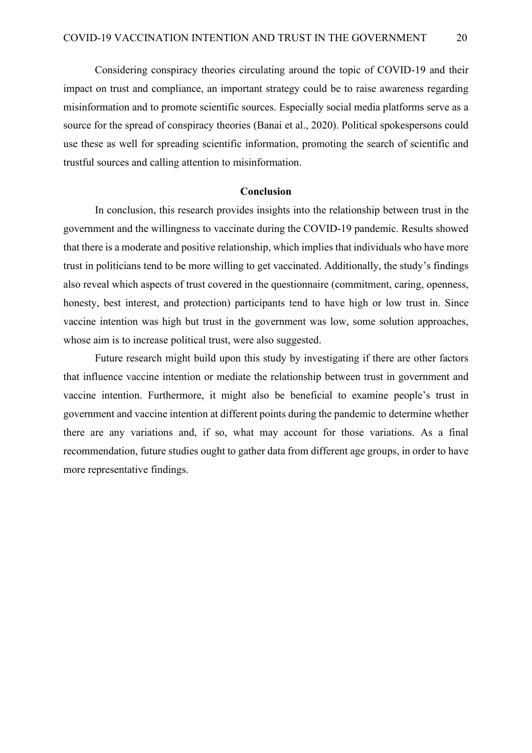Considering conspiracy theories circulating around the topic of COVID-19 and their impact on trust and compliance, an important strategy could be to raise awareness regarding misinformation and to promote scientific sources. Especially social media platforms serve as a source for the spread of conspiracy theories (Banai et al., 2020). Political spokespersons could use these as well for spreading scientific information, promoting the search of scientific and trustful sources and calling attention to misinformation.

## Conclusion

In conclusion, this research provides insights into the relationship between trust in the government and the willingness to vaccinate during the COVID-19 pandemic. Results showed that there is a moderate and positive relationship, which implies that individuals who have more trust in politicians tend to be more willing to get vaccinated. Additionally, the study's findings also reveal which aspects of trust covered in the questionnaire (commitment, caring, openness, honesty, best interest, and protection) participants tend to have high or low trust in. Since vaccine intention was high but trust in the government was low, some solution approaches, whose aim is to increase political trust, were also suggested.

Future research might build upon this study by investigating if there are other factors that influence vaccine intention or mediate the relationship between trust in government and vaccine intention. Furthermore, it might also be beneficial to examine people's trust in government and vaccine intention at different points during the pandemic to determine whether there are any variations and, if so, what may account for those variations. As a final recommendation, future studies ought to gather data from different age groups, in order to have more representative findings.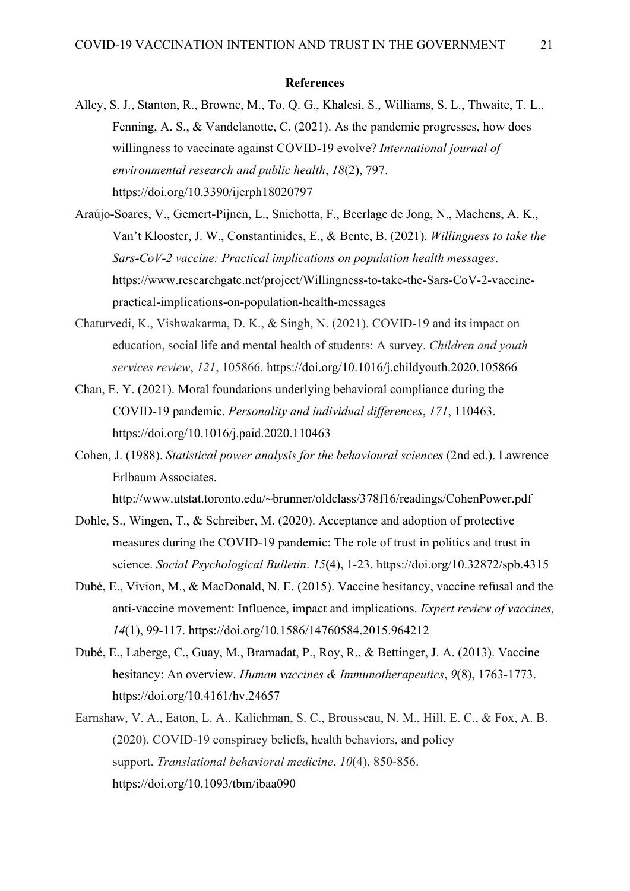**References**

Alley, S. J., Stanton, R., Browne, M., To, Q. G., Khalesi, S., Williams, S. L., Thwaite, T. L., Fenning, A. S., & Vandelanotte, C. (2021). As the pandemic progresses, how does willingness to vaccinate against COVID-19 evolve? *International journal of environmental research and public health*, *18*(2), 797. https://doi.org/10.3390/ijerph18020797

Araújo-Soares, V., Gemert-Pijnen, L., Sniehotta, F., Beerlage de Jong, N., Machens, A. K., Van't Klooster, J. W., Constantinides, E., & Bente, B. (2021). *Willingness to take the Sars-CoV-2 vaccine: Practical implications on population health messages*. https://www.researchgate.net/project/Willingness-to-take-the-Sars-CoV-2-vaccine-practical-implications-on-population-health-messages

Chaturvedi, K., Vishwakarma, D. K., & Singh, N. (2021). COVID-19 and its impact on education, social life and mental health of students: A survey. *Children and youth services review*, *121*, 105866. https://doi.org/10.1016/j.childyouth.2020.105866

Chan, E. Y. (2021). Moral foundations underlying behavioral compliance during the COVID-19 pandemic. *Personality and individual differences*, *171*, 110463. https://doi.org/10.1016/j.paid.2020.110463

Cohen, J. (1988). *Statistical power analysis for the behavioural sciences* (2nd ed.). Lawrence Erlbaum Associates. http://www.utstat.toronto.edu/~brunner/oldclass/378f16/readings/CohenPower.pdf

Dohle, S., Wingen, T., & Schreiber, M. (2020). Acceptance and adoption of protective measures during the COVID-19 pandemic: The role of trust in politics and trust in science. *Social Psychological Bulletin*. *15*(4), 1-23. https://doi.org/10.32872/spb.4315

Dubé, E., Vivion, M., & MacDonald, N. E. (2015). Vaccine hesitancy, vaccine refusal and the anti-vaccine movement: Influence, impact and implications. *Expert review of vaccines, 14*(1), 99-117. https://doi.org/10.1586/14760584.2015.964212

Dubé, E., Laberge, C., Guay, M., Bramadat, P., Roy, R., & Bettinger, J. A. (2013). Vaccine hesitancy: An overview. *Human vaccines & Immunotherapeutics*, *9*(8), 1763-1773. https://doi.org/10.4161/hv.24657

Earnshaw, V. A., Eaton, L. A., Kalichman, S. C., Brousseau, N. M., Hill, E. C., & Fox, A. B. (2020). COVID-19 conspiracy beliefs, health behaviors, and policy support. *Translational behavioral medicine*, *10*(4), 850-856. https://doi.org/10.1093/tbm/ibaa090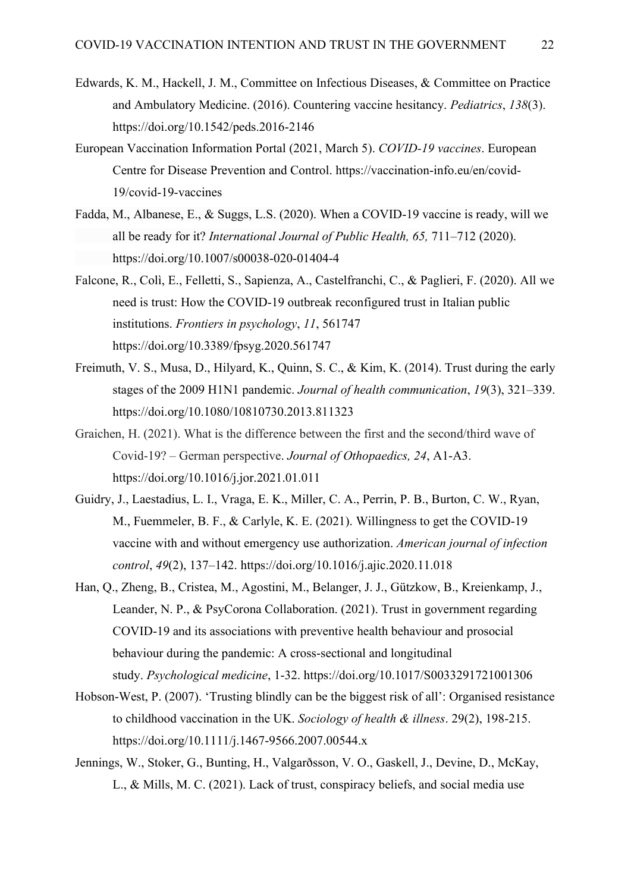Edwards, K. M., Hackell, J. M., Committee on Infectious Diseases, & Committee on Practice and Ambulatory Medicine. (2016). Countering vaccine hesitancy. *Pediatrics*, *138*(3). https://doi.org/10.1542/peds.2016-2146

European Vaccination Information Portal (2021, March 5). *COVID-19 vaccines*. European Centre for Disease Prevention and Control. https://vaccination-info.eu/en/covid-19/covid-19-vaccines

Fadda, M., Albanese, E., & Suggs, L.S. (2020). When a COVID-19 vaccine is ready, will we all be ready for it? *International Journal of Public Health, 65,* 711–712 (2020). https://doi.org/10.1007/s00038-020-01404-4

Falcone, R., Colì, E., Felletti, S., Sapienza, A., Castelfranchi, C., & Paglieri, F. (2020). All we need is trust: How the COVID-19 outbreak reconfigured trust in Italian public institutions. *Frontiers in psychology*, *11*, 561747 https://doi.org/10.3389/fpsyg.2020.561747

Freimuth, V. S., Musa, D., Hilyard, K., Quinn, S. C., & Kim, K. (2014). Trust during the early stages of the 2009 H1N1 pandemic. *Journal of health communication*, *19*(3), 321–339. https://doi.org/10.1080/10810730.2013.811323

Graichen, H. (2021). What is the difference between the first and the second/third wave of Covid-19? – German perspective. *Journal of Othopaedics, 24*, A1-A3. https://doi.org/10.1016/j.jor.2021.01.011

Guidry, J., Laestadius, L. I., Vraga, E. K., Miller, C. A., Perrin, P. B., Burton, C. W., Ryan, M., Fuemmeler, B. F., & Carlyle, K. E. (2021). Willingness to get the COVID-19 vaccine with and without emergency use authorization. *American journal of infection control*, *49*(2), 137–142. https://doi.org/10.1016/j.ajic.2020.11.018

Han, Q., Zheng, B., Cristea, M., Agostini, M., Belanger, J. J., Gützkow, B., Kreienkamp, J., Leander, N. P., & PsyCorona Collaboration. (2021). Trust in government regarding COVID-19 and its associations with preventive health behaviour and prosocial behaviour during the pandemic: A cross-sectional and longitudinal study. *Psychological medicine*, 1-32. https://doi.org/10.1017/S0033291721001306

Hobson-West, P. (2007). 'Trusting blindly can be the biggest risk of all': Organised resistance to childhood vaccination in the UK. *Sociology of health & illness*. 29(2), 198-215. https://doi.org/10.1111/j.1467-9566.2007.00544.x

Jennings, W., Stoker, G., Bunting, H., Valgarðsson, V. O., Gaskell, J., Devine, D., McKay, L., & Mills, M. C. (2021). Lack of trust, conspiracy beliefs, and social media use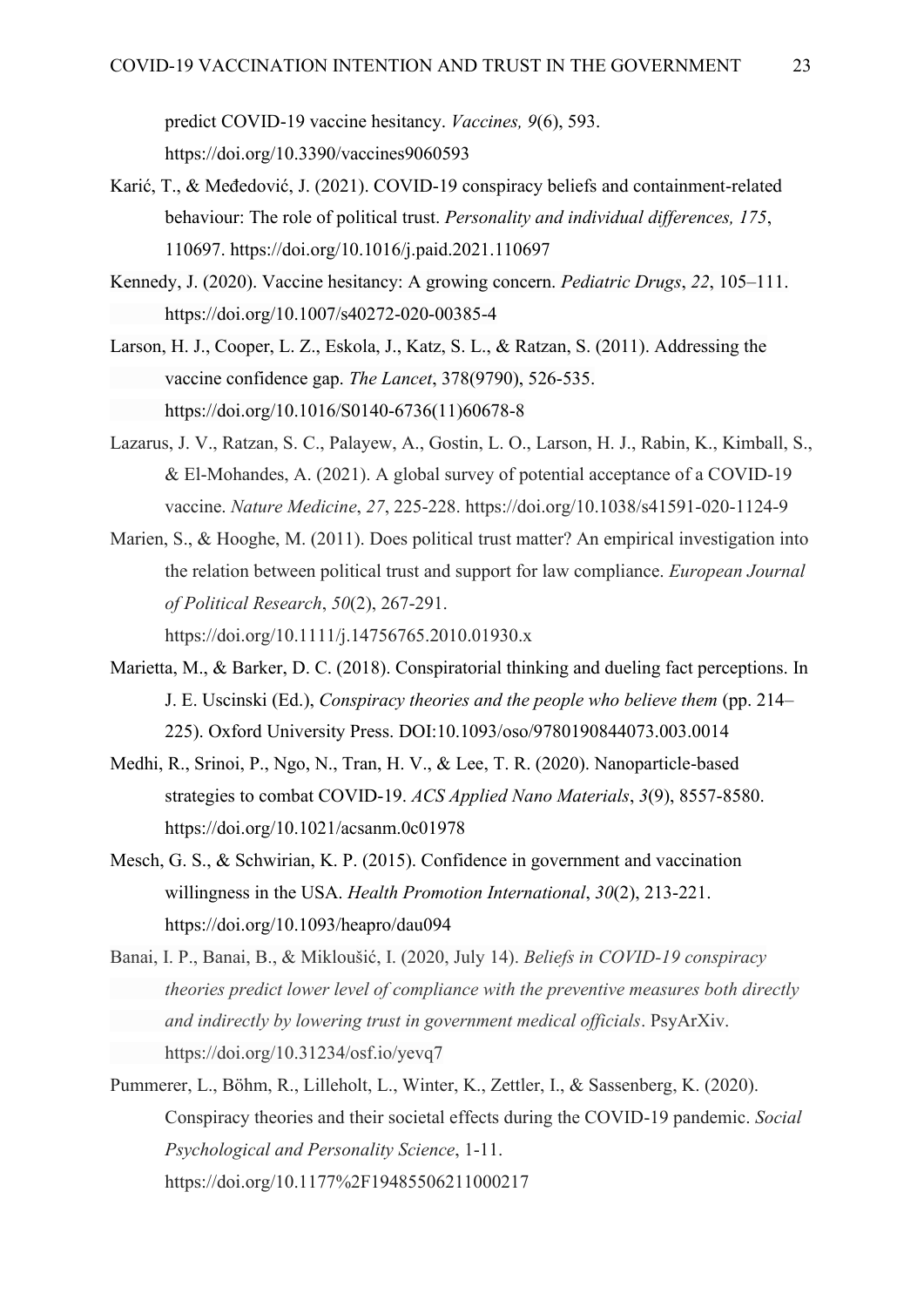predict COVID-19 vaccine hesitancy. *Vaccines, 9*(6), 593. https://doi.org/10.3390/vaccines9060593

Karić, T., & Međedović, J. (2021). COVID-19 conspiracy beliefs and containment-related behaviour: The role of political trust. *Personality and individual differences, 175*, 110697. https://doi.org/10.1016/j.paid.2021.110697

Kennedy, J. (2020). Vaccine hesitancy: A growing concern. *Pediatric Drugs*, *22*, 105–111. https://doi.org/10.1007/s40272-020-00385-4

Larson, H. J., Cooper, L. Z., Eskola, J., Katz, S. L., & Ratzan, S. (2011). Addressing the vaccine confidence gap. *The Lancet*, 378(9790), 526-535. https://doi.org/10.1016/S0140-6736(11)60678-8

Lazarus, J. V., Ratzan, S. C., Palayew, A., Gostin, L. O., Larson, H. J., Rabin, K., Kimball, S., & El-Mohandes, A. (2021). A global survey of potential acceptance of a COVID-19 vaccine. *Nature Medicine*, *27*, 225-228. https://doi.org/10.1038/s41591-020-1124-9

Marien, S., & Hooghe, M. (2011). Does political trust matter? An empirical investigation into the relation between political trust and support for law compliance. *European Journal of Political Research*, *50*(2), 267-291. https://doi.org/10.1111/j.14756765.2010.01930.x

Marietta, M., & Barker, D. C. (2018). Conspiratorial thinking and dueling fact perceptions. In J. E. Uscinski (Ed.), *Conspiracy theories and the people who believe them* (pp. 214–225). Oxford University Press. DOI:10.1093/oso/9780190844073.003.0014

Medhi, R., Srinoi, P., Ngo, N., Tran, H. V., & Lee, T. R. (2020). Nanoparticle-based strategies to combat COVID-19. *ACS Applied Nano Materials*, *3*(9), 8557-8580. https://doi.org/10.1021/acsanm.0c01978

Mesch, G. S., & Schwirian, K. P. (2015). Confidence in government and vaccination willingness in the USA. *Health Promotion International*, *30*(2), 213-221. https://doi.org/10.1093/heapro/dau094

Banai, I. P., Banai, B., & Mikloušić, I. (2020, July 14). *Beliefs in COVID-19 conspiracy theories predict lower level of compliance with the preventive measures both directly and indirectly by lowering trust in government medical officials*. PsyArXiv. https://doi.org/10.31234/osf.io/yevq7

Pummerer, L., Böhm, R., Lilleholt, L., Winter, K., Zettler, I., & Sassenberg, K. (2020). Conspiracy theories and their societal effects during the COVID-19 pandemic. *Social Psychological and Personality Science*, 1-11. https://doi.org/10.1177%2F19485506211000217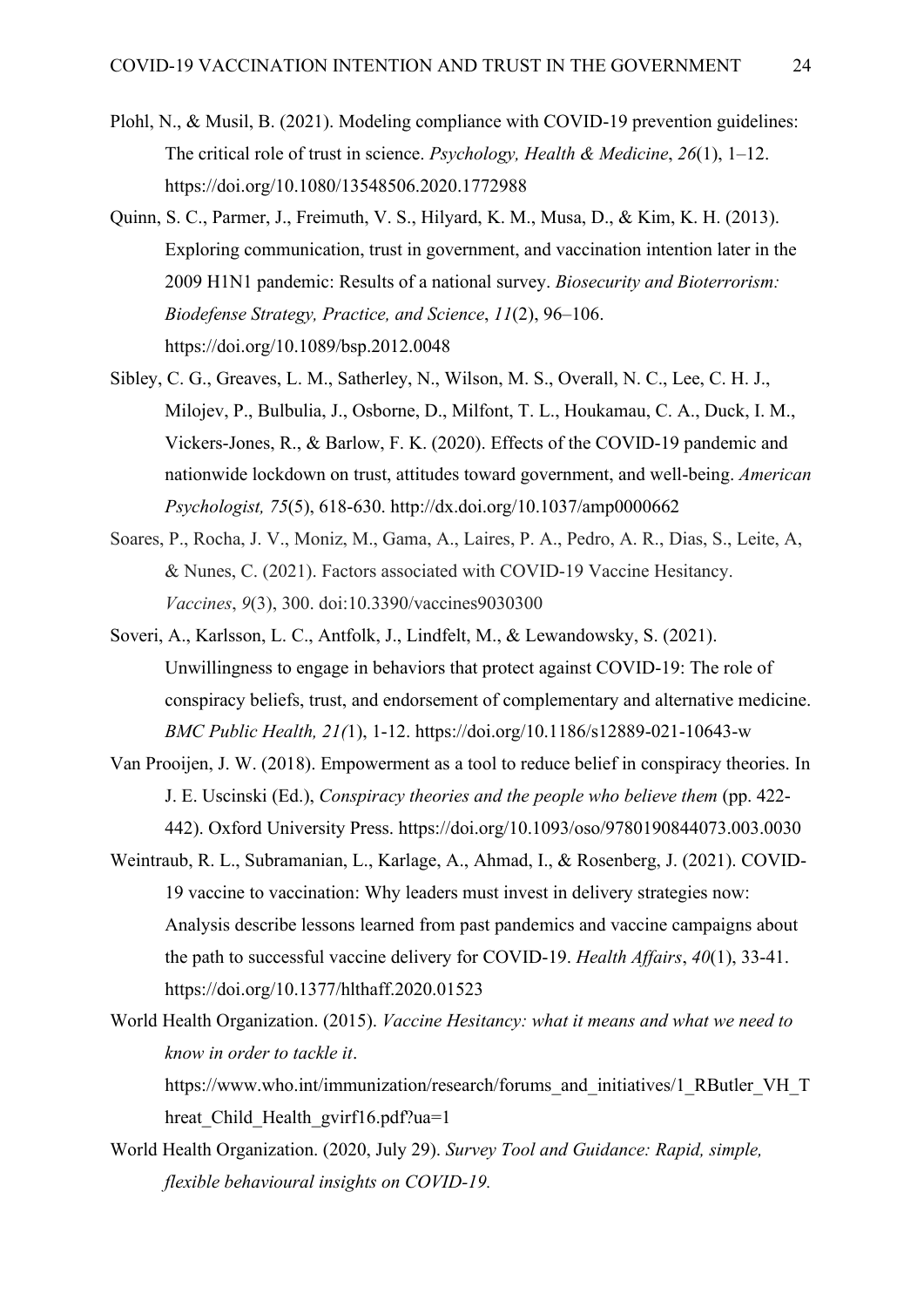Plohl, N., & Musil, B. (2021). Modeling compliance with COVID-19 prevention guidelines: The critical role of trust in science. *Psychology, Health & Medicine*, *26*(1), 1–12. https://doi.org/10.1080/13548506.2020.1772988

Quinn, S. C., Parmer, J., Freimuth, V. S., Hilyard, K. M., Musa, D., & Kim, K. H. (2013). Exploring communication, trust in government, and vaccination intention later in the 2009 H1N1 pandemic: Results of a national survey. *Biosecurity and Bioterrorism: Biodefense Strategy, Practice, and Science*, *11*(2), 96–106. https://doi.org/10.1089/bsp.2012.0048

Sibley, C. G., Greaves, L. M., Satherley, N., Wilson, M. S., Overall, N. C., Lee, C. H. J., Milojev, P., Bulbulia, J., Osborne, D., Milfont, T. L., Houkamau, C. A., Duck, I. M., Vickers-Jones, R., & Barlow, F. K. (2020). Effects of the COVID-19 pandemic and nationwide lockdown on trust, attitudes toward government, and well-being. *American Psychologist, 75*(5), 618-630. http://dx.doi.org/10.1037/amp0000662

Soares, P., Rocha, J. V., Moniz, M., Gama, A., Laires, P. A., Pedro, A. R., Dias, S., Leite, A, & Nunes, C. (2021). Factors associated with COVID-19 Vaccine Hesitancy. *Vaccines*, *9*(3), 300. doi:10.3390/vaccines9030300

Soveri, A., Karlsson, L. C., Antfolk, J., Lindfelt, M., & Lewandowsky, S. (2021). Unwillingness to engage in behaviors that protect against COVID-19: The role of conspiracy beliefs, trust, and endorsement of complementary and alternative medicine. *BMC Public Health, 21(*1), 1-12. https://doi.org/10.1186/s12889-021-10643-w

Van Prooijen, J. W. (2018). Empowerment as a tool to reduce belief in conspiracy theories. In J. E. Uscinski (Ed.), *Conspiracy theories and the people who believe them* (pp. 422-442). Oxford University Press. https://doi.org/10.1093/oso/9780190844073.003.0030

Weintraub, R. L., Subramanian, L., Karlage, A., Ahmad, I., & Rosenberg, J. (2021). COVID-19 vaccine to vaccination: Why leaders must invest in delivery strategies now: Analysis describe lessons learned from past pandemics and vaccine campaigns about the path to successful vaccine delivery for COVID-19. *Health Affairs*, *40*(1), 33-41. https://doi.org/10.1377/hlthaff.2020.01523

World Health Organization. (2015). *Vaccine Hesitancy: what it means and what we need to know in order to tackle it*. https://www.who.int/immunization/research/forums_and_initiatives/1_RButler_VH_Threat_Child_Health_gvirf16.pdf?ua=1

World Health Organization. (2020, July 29). *Survey Tool and Guidance: Rapid, simple, flexible behavioural insights on COVID-19.*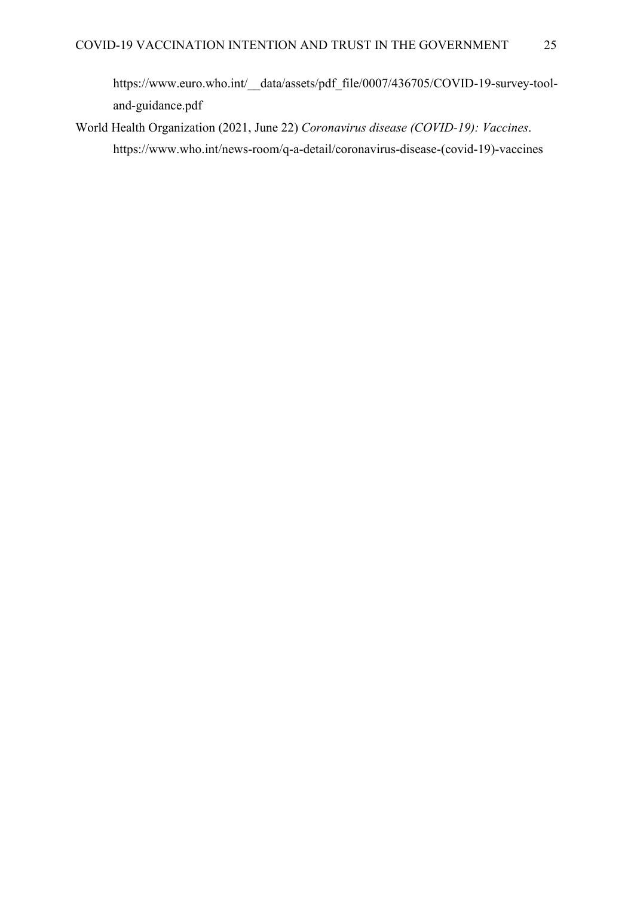https://www.euro.who.int/__data/assets/pdf_file/0007/436705/COVID-19-survey-tool-and-guidance.pdf

World Health Organization (2021, June 22) *Coronavirus disease (COVID-19): Vaccines*. https://www.who.int/news-room/q-a-detail/coronavirus-disease-(covid-19)-vaccines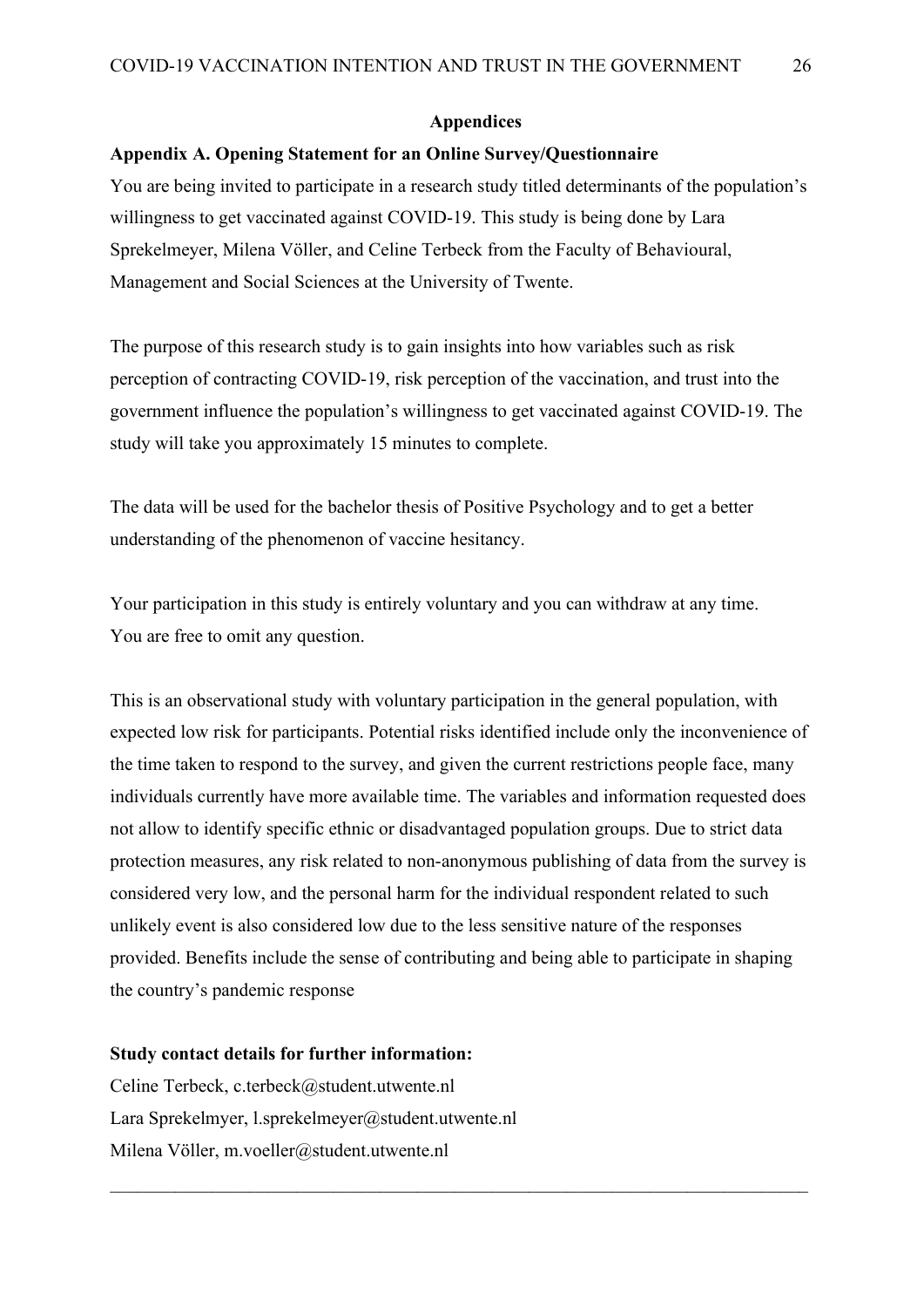## Appendices

### Appendix A. Opening Statement for an Online Survey/Questionnaire

You are being invited to participate in a research study titled determinants of the population's willingness to get vaccinated against COVID-19. This study is being done by Lara Sprekelmeyer, Milena Völler, and Celine Terbeck from the Faculty of Behavioural, Management and Social Sciences at the University of Twente.

The purpose of this research study is to gain insights into how variables such as risk perception of contracting COVID-19, risk perception of the vaccination, and trust into the government influence the population's willingness to get vaccinated against COVID-19. The study will take you approximately 15 minutes to complete.

The data will be used for the bachelor thesis of Positive Psychology and to get a better understanding of the phenomenon of vaccine hesitancy.

Your participation in this study is entirely voluntary and you can withdraw at any time.
You are free to omit any question.

This is an observational study with voluntary participation in the general population, with expected low risk for participants. Potential risks identified include only the inconvenience of the time taken to respond to the survey, and given the current restrictions people face, many individuals currently have more available time. The variables and information requested does not allow to identify specific ethnic or disadvantaged population groups. Due to strict data protection measures, any risk related to non-anonymous publishing of data from the survey is considered very low, and the personal harm for the individual respondent related to such unlikely event is also considered low due to the less sensitive nature of the responses provided. Benefits include the sense of contributing and being able to participate in shaping the country's pandemic response

**Study contact details for further information:**

Celine Terbeck, c.terbeck@student.utwente.nl
Lara Sprekelmyer, l.sprekelmeyer@student.utwente.nl
Milena Völler, m.voeller@student.utwente.nl

---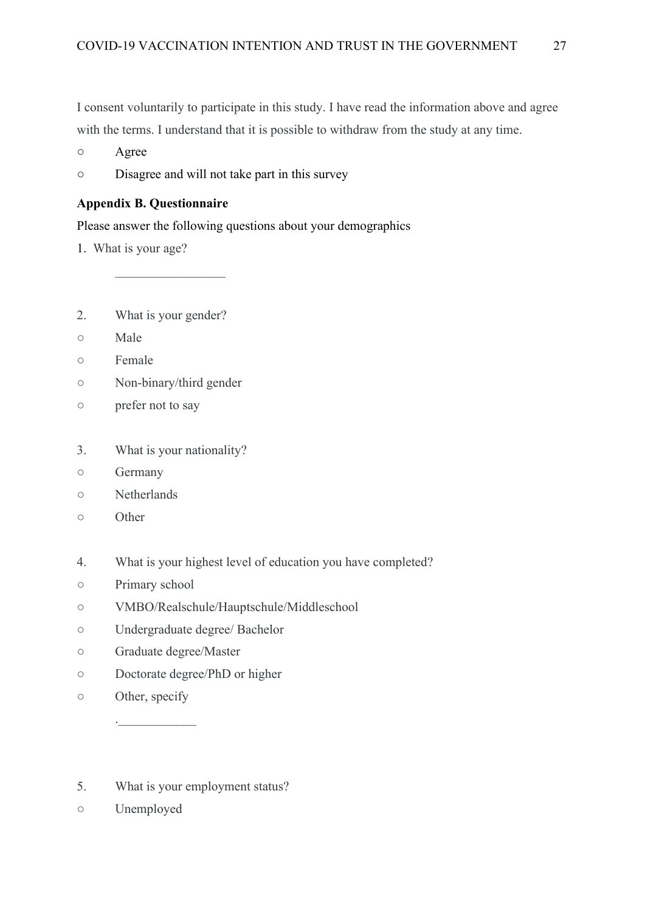I consent voluntarily to participate in this study. I have read the information above and agree with the terms. I understand that it is possible to withdraw from the study at any time.

- ○ Agree
- ○ Disagree and will not take part in this survey

**Appendix B. Questionnaire**

Please answer the following questions about your demographics

1. What is your age?

    _________________

2. What is your gender?

- ○ Male
- ○ Female
- ○ Non-binary/third gender
- ○ prefer not to say

3. What is your nationality?

- ○ Germany
- ○ Netherlands
- ○ Other

4. What is your highest level of education you have completed?

- ○ Primary school
- ○ VMBO/Realschule/Hauptschule/Middleschool
- ○ Undergraduate degree/ Bachelor
- ○ Graduate degree/Master
- ○ Doctorate degree/PhD or higher
- ○ Other, specify

    .____________

5. What is your employment status?

- ○ Unemployed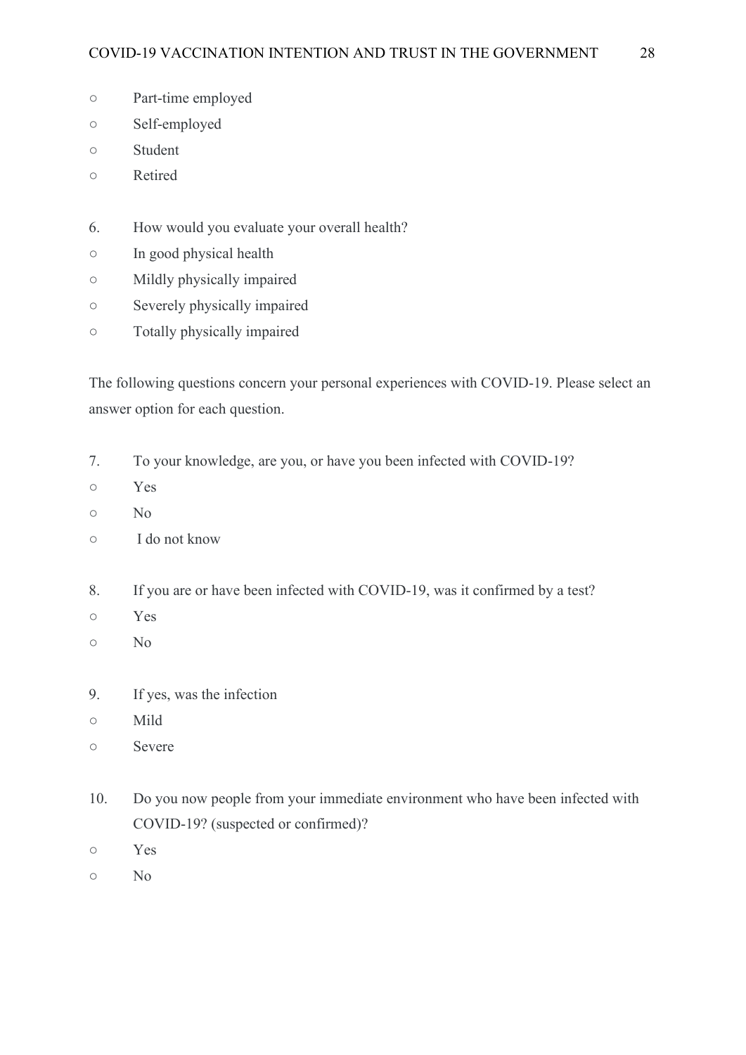○ Part-time employed
○ Self-employed
○ Student
○ Retired

6. How would you evaluate your overall health?
○ In good physical health
○ Mildly physically impaired
○ Severely physically impaired
○ Totally physically impaired

The following questions concern your personal experiences with COVID-19. Please select an answer option for each question.

7. To your knowledge, are you, or have you been infected with COVID-19?
○ Yes
○ No
○ I do not know

8. If you are or have been infected with COVID-19, was it confirmed by a test?
○ Yes
○ No

9. If yes, was the infection
○ Mild
○ Severe

10. Do you now people from your immediate environment who have been infected with COVID-19? (suspected or confirmed)?
○ Yes
○ No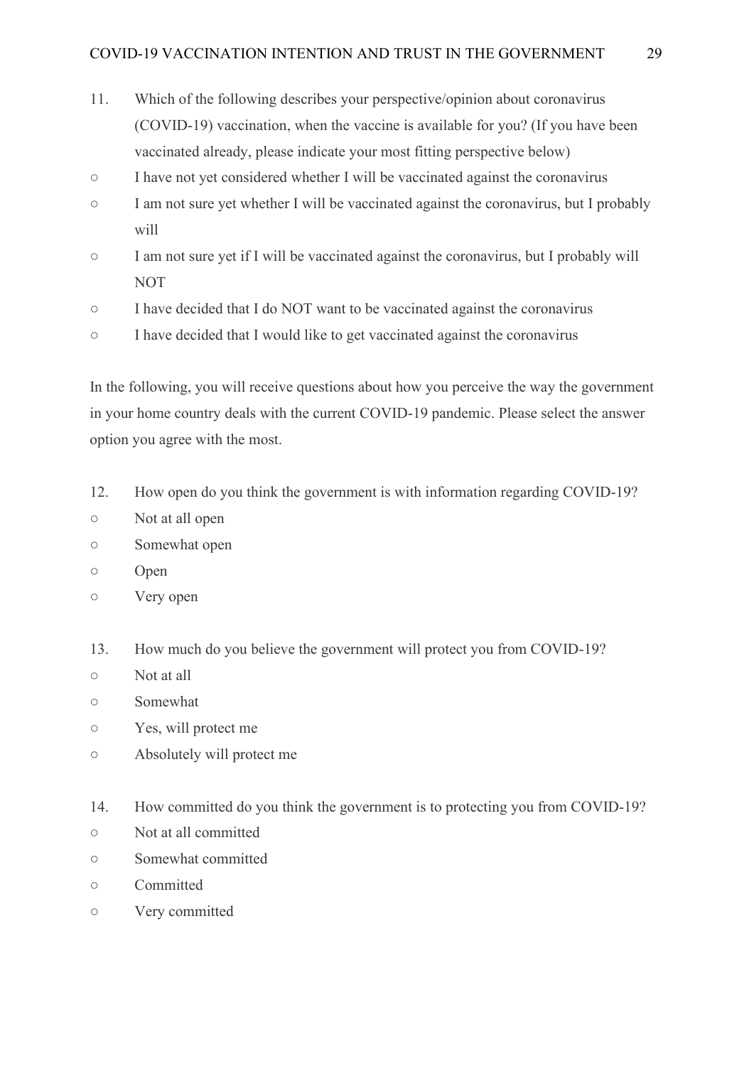11. Which of the following describes your perspective/opinion about coronavirus (COVID-19) vaccination, when the vaccine is available for you? (If you have been vaccinated already, please indicate your most fitting perspective below)

○ I have not yet considered whether I will be vaccinated against the coronavirus

○ I am not sure yet whether I will be vaccinated against the coronavirus, but I probably will

○ I am not sure yet if I will be vaccinated against the coronavirus, but I probably will NOT

○ I have decided that I do NOT want to be vaccinated against the coronavirus

○ I have decided that I would like to get vaccinated against the coronavirus

In the following, you will receive questions about how you perceive the way the government in your home country deals with the current COVID-19 pandemic. Please select the answer option you agree with the most.

12. How open do you think the government is with information regarding COVID-19?

○ Not at all open

○ Somewhat open

○ Open

○ Very open

13. How much do you believe the government will protect you from COVID-19?

○ Not at all

○ Somewhat

○ Yes, will protect me

○ Absolutely will protect me

14. How committed do you think the government is to protecting you from COVID-19?

○ Not at all committed

○ Somewhat committed

○ Committed

○ Very committed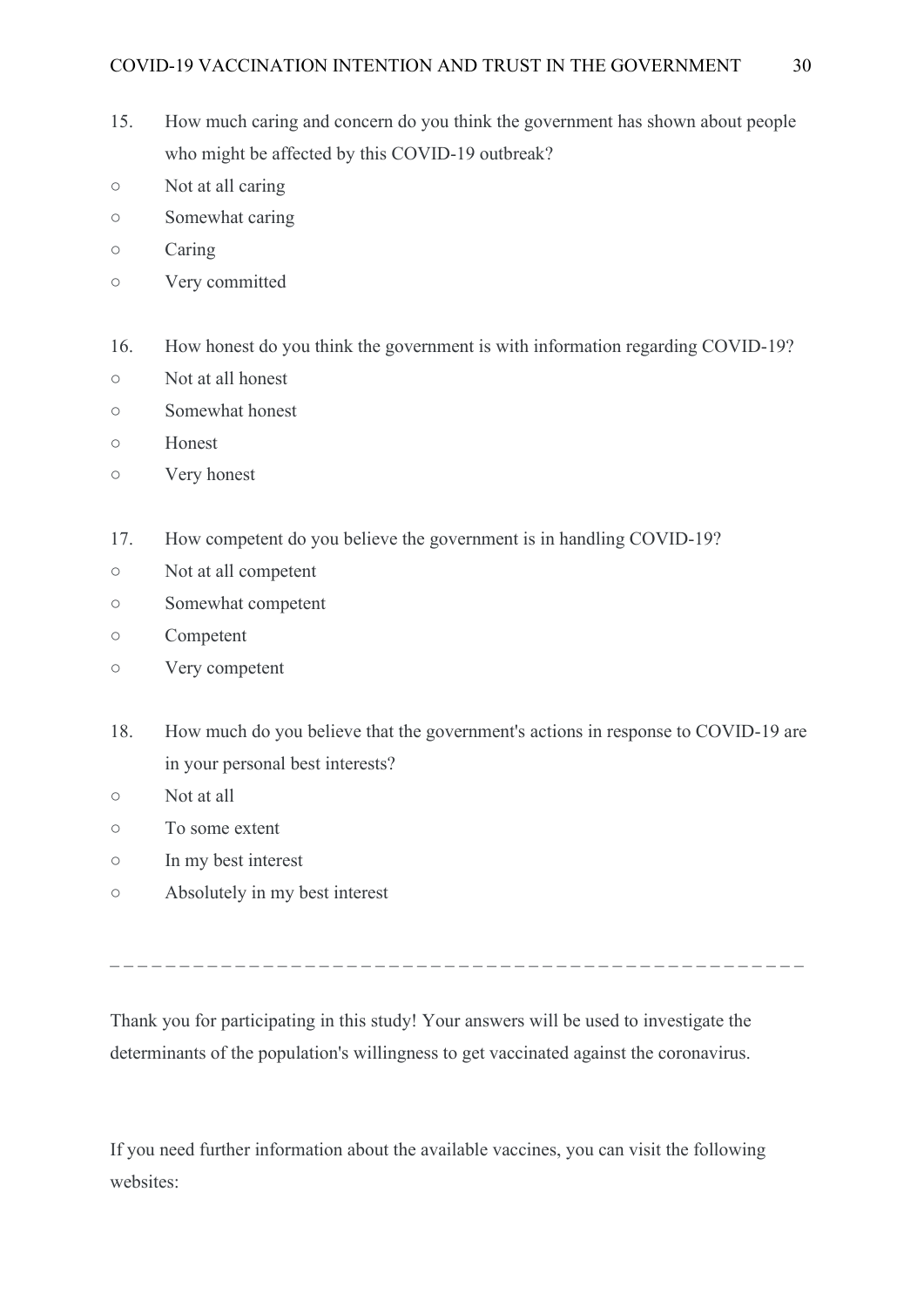15. How much caring and concern do you think the government has shown about people who might be affected by this COVID-19 outbreak?

○ Not at all caring
○ Somewhat caring
○ Caring
○ Very committed

16. How honest do you think the government is with information regarding COVID-19?

○ Not at all honest
○ Somewhat honest
○ Honest
○ Very honest

17. How competent do you believe the government is in handling COVID-19?

○ Not at all competent
○ Somewhat competent
○ Competent
○ Very competent

18. How much do you believe that the government's actions in response to COVID-19 are in your personal best interests?

○ Not at all
○ To some extent
○ In my best interest
○ Absolutely in my best interest

_ _ _ _ _ _ _ _ _ _ _ _ _ _ _ _ _ _ _ _ _ _ _ _ _ _ _ _ _ _ _ _ _ _ _ _ _ _ _ _ _ _ _ _ _ _ _ _ _ _

Thank you for participating in this study! Your answers will be used to investigate the determinants of the population's willingness to get vaccinated against the coronavirus.

If you need further information about the available vaccines, you can visit the following websites: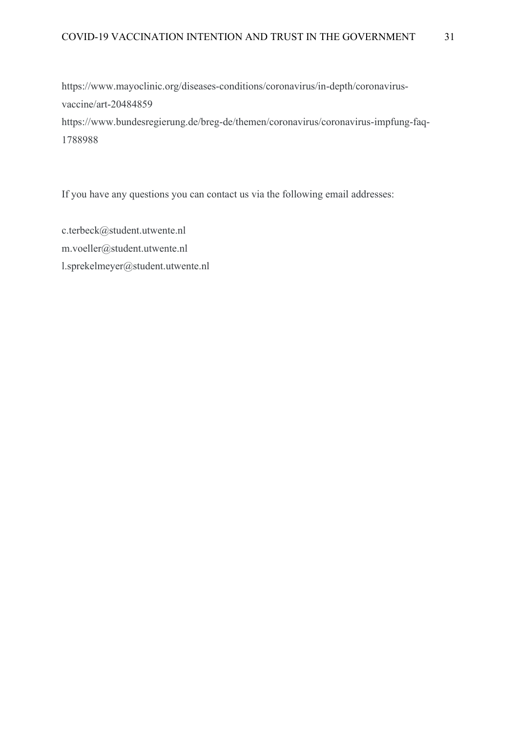https://www.mayoclinic.org/diseases-conditions/coronavirus/in-depth/coronavirus-vaccine/art-20484859
https://www.bundesregierung.de/breg-de/themen/coronavirus/coronavirus-impfung-faq-1788988

If you have any questions you can contact us via the following email addresses:

c.terbeck@student.utwente.nl
m.voeller@student.utwente.nl
l.sprekelmeyer@student.utwente.nl